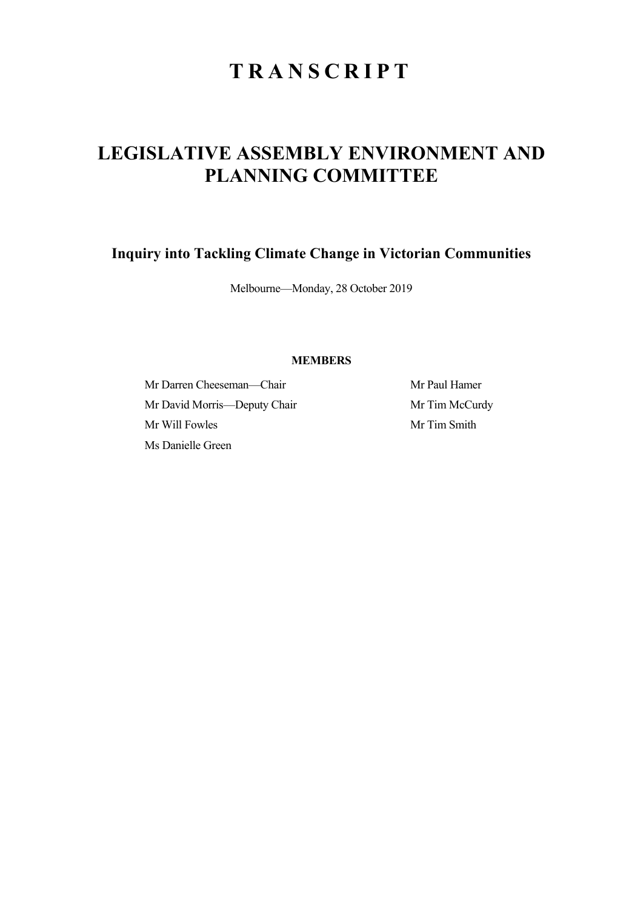# TRANSCRIPT

## LEGISLATIVE ASSEMBLY ENVIRONMENT AND PLANNING COMMITTEE

### Inquiry into Tackling Climate Change in Victorian Communities

Melbourne—Monday, 28 October 2019

**MEMBERS**

Mr Darren Cheeseman—Chair

Mr David Morris—Deputy Chair

Mr Will Fowles

Ms Danielle Green

Mr Paul Hamer

Mr Tim McCurdy

Mr Tim Smith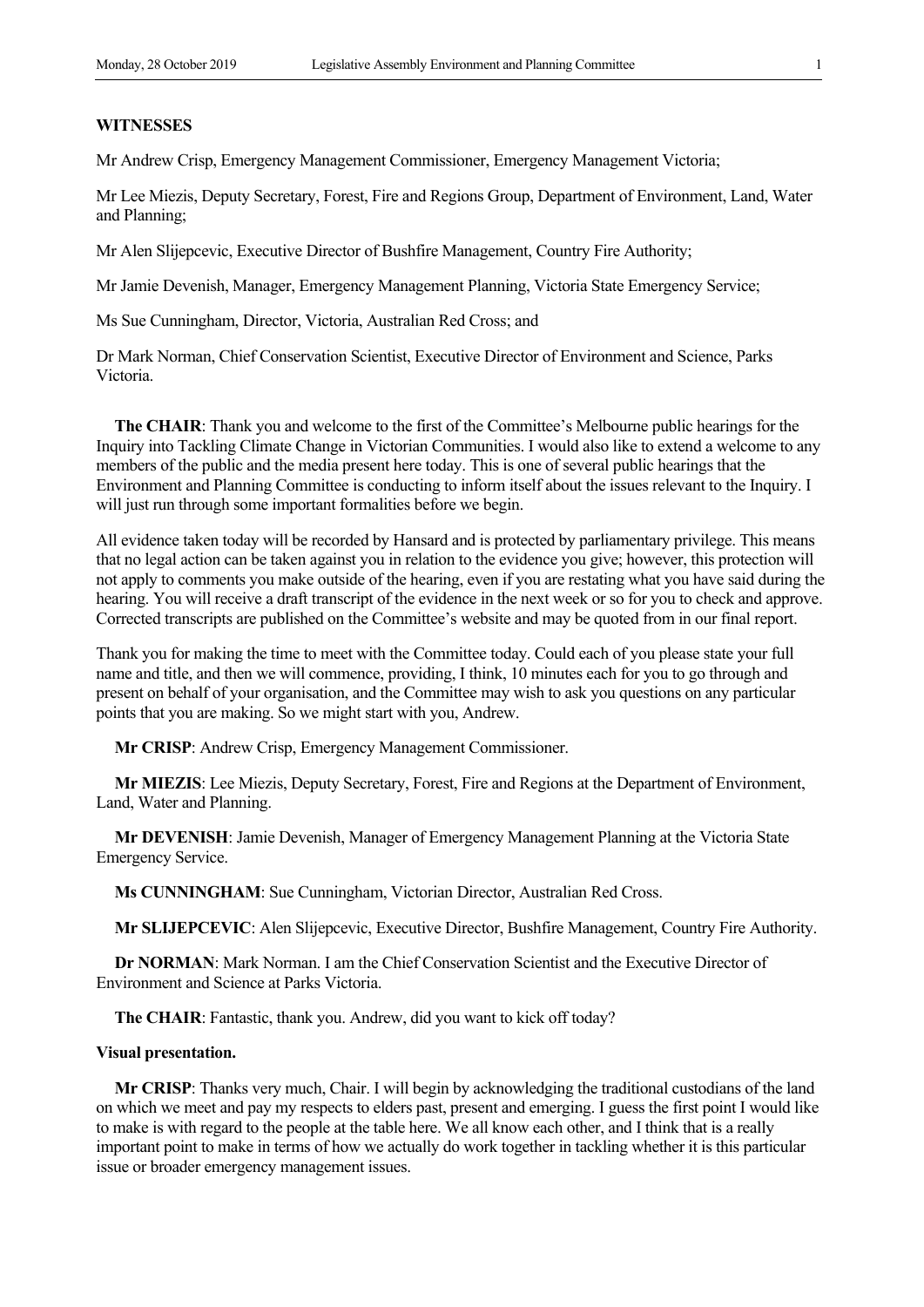**WITNESSES**

Mr Andrew Crisp, Emergency Management Commissioner, Emergency Management Victoria;

Mr Lee Miezis, Deputy Secretary, Forest, Fire and Regions Group, Department of Environment, Land, Water and Planning;

Mr Alen Slijepcevic, Executive Director of Bushfire Management, Country Fire Authority;

Mr Jamie Devenish, Manager, Emergency Management Planning, Victoria State Emergency Service;

Ms Sue Cunningham, Director, Victoria, Australian Red Cross; and

Dr Mark Norman, Chief Conservation Scientist, Executive Director of Environment and Science, Parks Victoria.

**The CHAIR**: Thank you and welcome to the first of the Committee's Melbourne public hearings for the Inquiry into Tackling Climate Change in Victorian Communities. I would also like to extend a welcome to any members of the public and the media present here today. This is one of several public hearings that the Environment and Planning Committee is conducting to inform itself about the issues relevant to the Inquiry. I will just run through some important formalities before we begin.

All evidence taken today will be recorded by Hansard and is protected by parliamentary privilege. This means that no legal action can be taken against you in relation to the evidence you give; however, this protection will not apply to comments you make outside of the hearing, even if you are restating what you have said during the hearing. You will receive a draft transcript of the evidence in the next week or so for you to check and approve. Corrected transcripts are published on the Committee's website and may be quoted from in our final report.

Thank you for making the time to meet with the Committee today. Could each of you please state your full name and title, and then we will commence, providing, I think, 10 minutes each for you to go through and present on behalf of your organisation, and the Committee may wish to ask you questions on any particular points that you are making. So we might start with you, Andrew.

**Mr CRISP**: Andrew Crisp, Emergency Management Commissioner.

**Mr MIEZIS**: Lee Miezis, Deputy Secretary, Forest, Fire and Regions at the Department of Environment, Land, Water and Planning.

**Mr DEVENISH**: Jamie Devenish, Manager of Emergency Management Planning at the Victoria State Emergency Service.

**Ms CUNNINGHAM**: Sue Cunningham, Victorian Director, Australian Red Cross.

**Mr SLIJEPCEVIC**: Alen Slijepcevic, Executive Director, Bushfire Management, Country Fire Authority.

**Dr NORMAN**: Mark Norman. I am the Chief Conservation Scientist and the Executive Director of Environment and Science at Parks Victoria.

**The CHAIR**: Fantastic, thank you. Andrew, did you want to kick off today?

**Visual presentation.**

**Mr CRISP**: Thanks very much, Chair. I will begin by acknowledging the traditional custodians of the land on which we meet and pay my respects to elders past, present and emerging. I guess the first point I would like to make is with regard to the people at the table here. We all know each other, and I think that is a really important point to make in terms of how we actually do work together in tackling whether it is this particular issue or broader emergency management issues.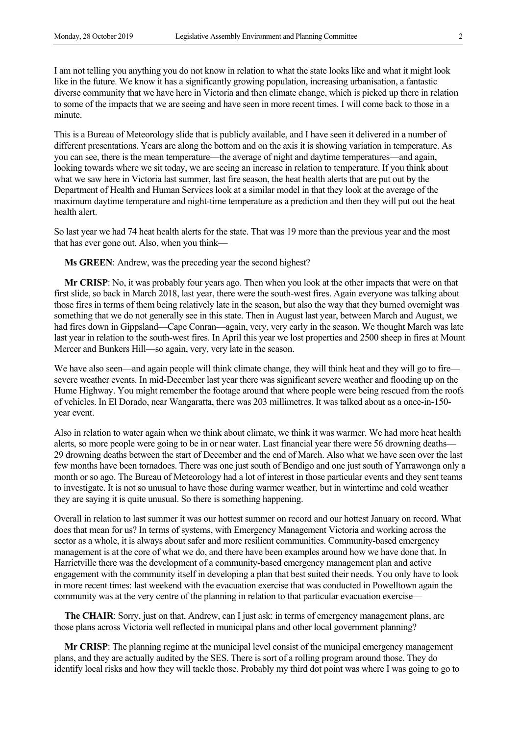I am not telling you anything you do not know in relation to what the state looks like and what it might look like in the future. We know it has a significantly growing population, increasing urbanisation, a fantastic diverse community that we have here in Victoria and then climate change, which is picked up there in relation to some of the impacts that we are seeing and have seen in more recent times. I will come back to those in a minute.

This is a Bureau of Meteorology slide that is publicly available, and I have seen it delivered in a number of different presentations. Years are along the bottom and on the axis it is showing variation in temperature. As you can see, there is the mean temperature—the average of night and daytime temperatures—and again, looking towards where we sit today, we are seeing an increase in relation to temperature. If you think about what we saw here in Victoria last summer, last fire season, the heat health alerts that are put out by the Department of Health and Human Services look at a similar model in that they look at the average of the maximum daytime temperature and night-time temperature as a prediction and then they will put out the heat health alert.

So last year we had 74 heat health alerts for the state. That was 19 more than the previous year and the most that has ever gone out. Also, when you think—

**Ms GREEN**: Andrew, was the preceding year the second highest?

**Mr CRISP**: No, it was probably four years ago. Then when you look at the other impacts that were on that first slide, so back in March 2018, last year, there were the south-west fires. Again everyone was talking about those fires in terms of them being relatively late in the season, but also the way that they burned overnight was something that we do not generally see in this state. Then in August last year, between March and August, we had fires down in Gippsland—Cape Conran—again, very, very early in the season. We thought March was late last year in relation to the south-west fires. In April this year we lost properties and 2500 sheep in fires at Mount Mercer and Bunkers Hill—so again, very, very late in the season.

We have also seen—and again people will think climate change, they will think heat and they will go to fire—severe weather events. In mid-December last year there was significant severe weather and flooding up on the Hume Highway. You might remember the footage around that where people were being rescued from the roofs of vehicles. In El Dorado, near Wangaratta, there was 203 millimetres. It was talked about as a once-in-150-year event.

Also in relation to water again when we think about climate, we think it was warmer. We had more heat health alerts, so more people were going to be in or near water. Last financial year there were 56 drowning deaths—29 drowning deaths between the start of December and the end of March. Also what we have seen over the last few months have been tornadoes. There was one just south of Bendigo and one just south of Yarrawonga only a month or so ago. The Bureau of Meteorology had a lot of interest in those particular events and they sent teams to investigate. It is not so unusual to have those during warmer weather, but in wintertime and cold weather they are saying it is quite unusual. So there is something happening.

Overall in relation to last summer it was our hottest summer on record and our hottest January on record. What does that mean for us? In terms of systems, with Emergency Management Victoria and working across the sector as a whole, it is always about safer and more resilient communities. Community-based emergency management is at the core of what we do, and there have been examples around how we have done that. In Harrietville there was the development of a community-based emergency management plan and active engagement with the community itself in developing a plan that best suited their needs. You only have to look in more recent times: last weekend with the evacuation exercise that was conducted in Powelltown again the community was at the very centre of the planning in relation to that particular evacuation exercise—

**The CHAIR**: Sorry, just on that, Andrew, can I just ask: in terms of emergency management plans, are those plans across Victoria well reflected in municipal plans and other local government planning?

**Mr CRISP**: The planning regime at the municipal level consist of the municipal emergency management plans, and they are actually audited by the SES. There is sort of a rolling program around those. They do identify local risks and how they will tackle those. Probably my third dot point was where I was going to go to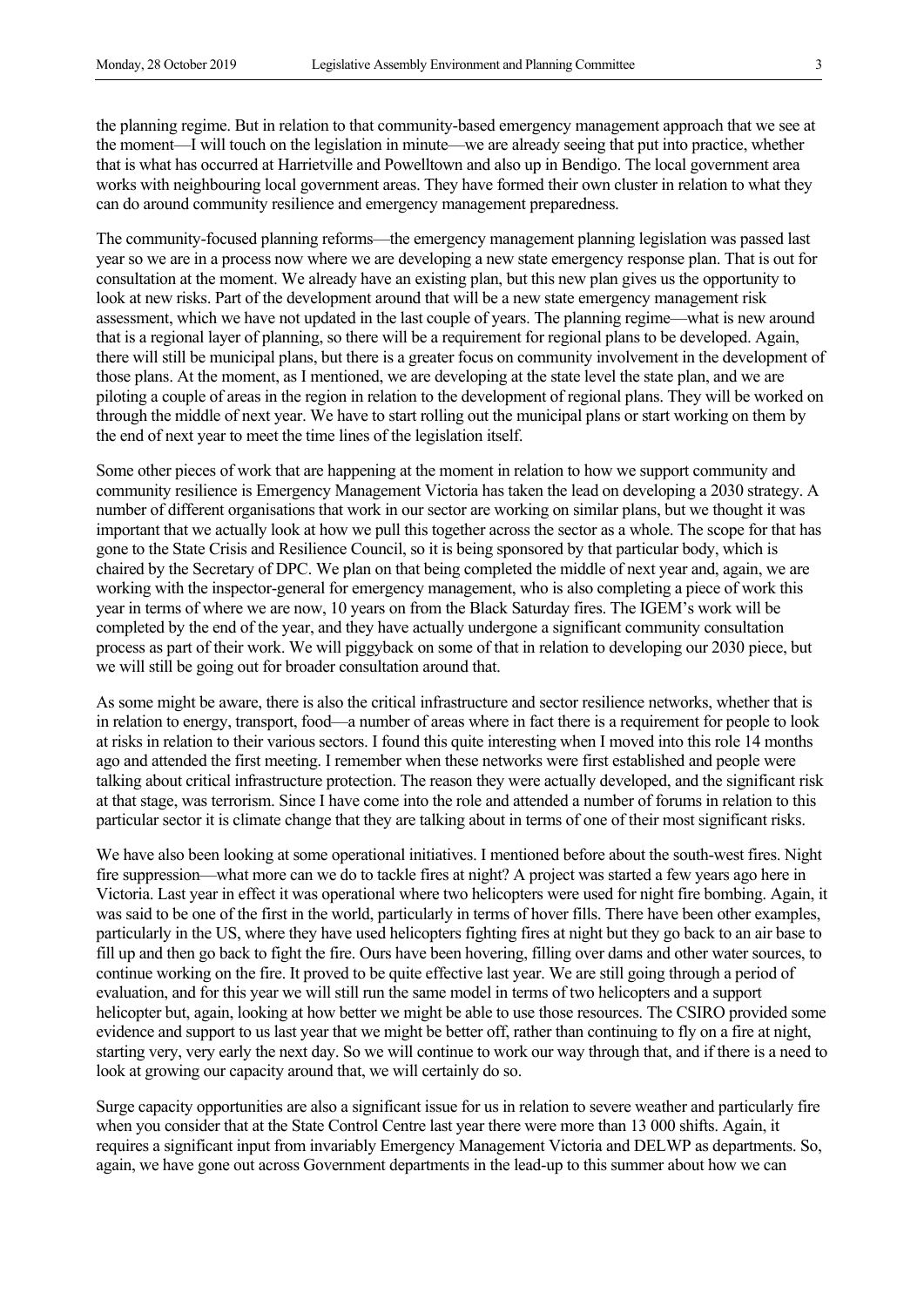the planning regime. But in relation to that community-based emergency management approach that we see at the moment—I will touch on the legislation in minute—we are already seeing that put into practice, whether that is what has occurred at Harrietville and Powelltown and also up in Bendigo. The local government area works with neighbouring local government areas. They have formed their own cluster in relation to what they can do around community resilience and emergency management preparedness.

The community-focused planning reforms—the emergency management planning legislation was passed last year so we are in a process now where we are developing a new state emergency response plan. That is out for consultation at the moment. We already have an existing plan, but this new plan gives us the opportunity to look at new risks. Part of the development around that will be a new state emergency management risk assessment, which we have not updated in the last couple of years. The planning regime—what is new around that is a regional layer of planning, so there will be a requirement for regional plans to be developed. Again, there will still be municipal plans, but there is a greater focus on community involvement in the development of those plans. At the moment, as I mentioned, we are developing at the state level the state plan, and we are piloting a couple of areas in the region in relation to the development of regional plans. They will be worked on through the middle of next year. We have to start rolling out the municipal plans or start working on them by the end of next year to meet the time lines of the legislation itself.

Some other pieces of work that are happening at the moment in relation to how we support community and community resilience is Emergency Management Victoria has taken the lead on developing a 2030 strategy. A number of different organisations that work in our sector are working on similar plans, but we thought it was important that we actually look at how we pull this together across the sector as a whole. The scope for that has gone to the State Crisis and Resilience Council, so it is being sponsored by that particular body, which is chaired by the Secretary of DPC. We plan on that being completed the middle of next year and, again, we are working with the inspector-general for emergency management, who is also completing a piece of work this year in terms of where we are now, 10 years on from the Black Saturday fires. The IGEM's work will be completed by the end of the year, and they have actually undergone a significant community consultation process as part of their work. We will piggyback on some of that in relation to developing our 2030 piece, but we will still be going out for broader consultation around that.

As some might be aware, there is also the critical infrastructure and sector resilience networks, whether that is in relation to energy, transport, food—a number of areas where in fact there is a requirement for people to look at risks in relation to their various sectors. I found this quite interesting when I moved into this role 14 months ago and attended the first meeting. I remember when these networks were first established and people were talking about critical infrastructure protection. The reason they were actually developed, and the significant risk at that stage, was terrorism. Since I have come into the role and attended a number of forums in relation to this particular sector it is climate change that they are talking about in terms of one of their most significant risks.

We have also been looking at some operational initiatives. I mentioned before about the south-west fires. Night fire suppression—what more can we do to tackle fires at night? A project was started a few years ago here in Victoria. Last year in effect it was operational where two helicopters were used for night fire bombing. Again, it was said to be one of the first in the world, particularly in terms of hover fills. There have been other examples, particularly in the US, where they have used helicopters fighting fires at night but they go back to an air base to fill up and then go back to fight the fire. Ours have been hovering, filling over dams and other water sources, to continue working on the fire. It proved to be quite effective last year. We are still going through a period of evaluation, and for this year we will still run the same model in terms of two helicopters and a support helicopter but, again, looking at how better we might be able to use those resources. The CSIRO provided some evidence and support to us last year that we might be better off, rather than continuing to fly on a fire at night, starting very, very early the next day. So we will continue to work our way through that, and if there is a need to look at growing our capacity around that, we will certainly do so.

Surge capacity opportunities are also a significant issue for us in relation to severe weather and particularly fire when you consider that at the State Control Centre last year there were more than 13 000 shifts. Again, it requires a significant input from invariably Emergency Management Victoria and DELWP as departments. So, again, we have gone out across Government departments in the lead-up to this summer about how we can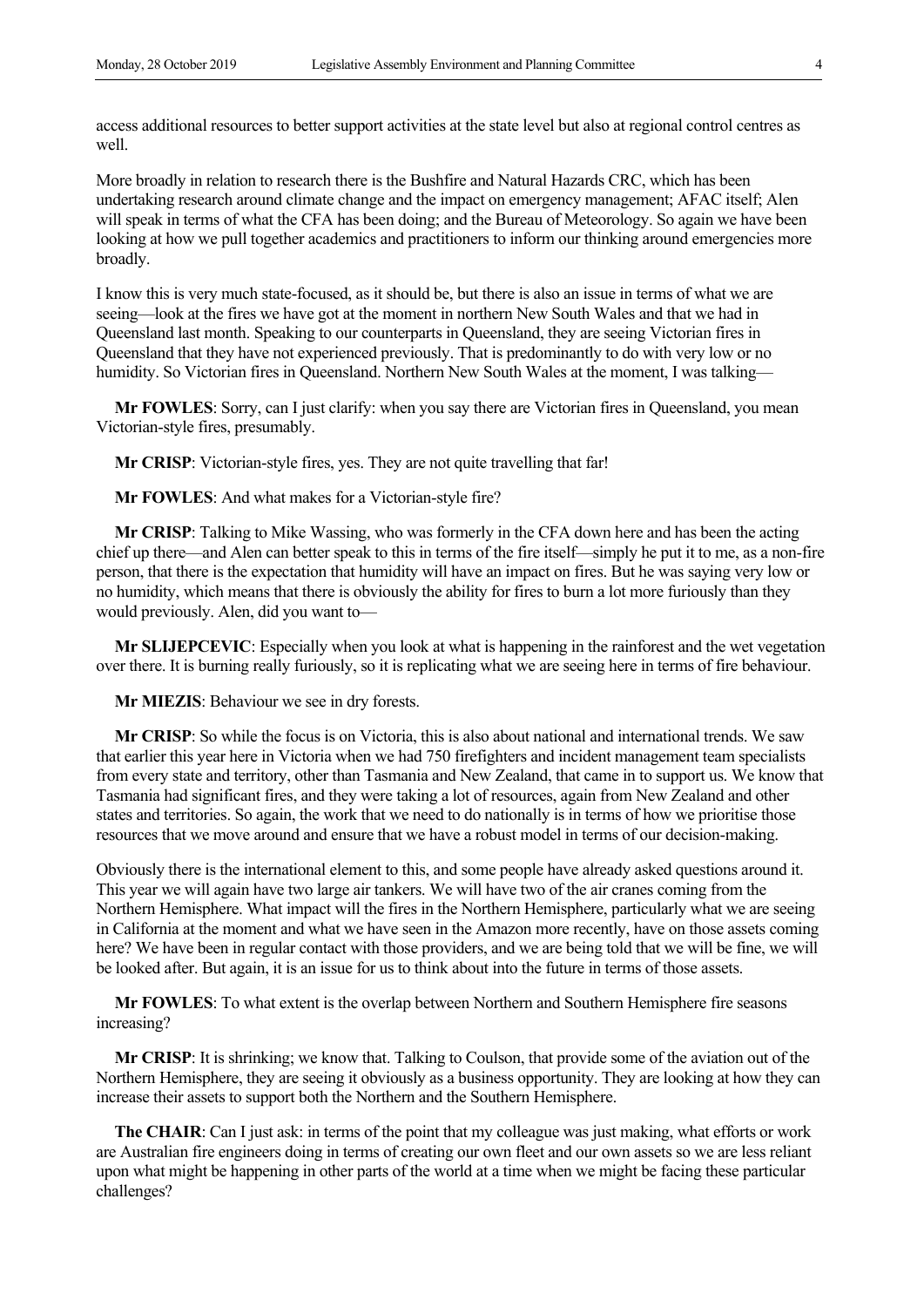access additional resources to better support activities at the state level but also at regional control centres as well.

More broadly in relation to research there is the Bushfire and Natural Hazards CRC, which has been undertaking research around climate change and the impact on emergency management; AFAC itself; Alen will speak in terms of what the CFA has been doing; and the Bureau of Meteorology. So again we have been looking at how we pull together academics and practitioners to inform our thinking around emergencies more broadly.

I know this is very much state-focused, as it should be, but there is also an issue in terms of what we are seeing—look at the fires we have got at the moment in northern New South Wales and that we had in Queensland last month. Speaking to our counterparts in Queensland, they are seeing Victorian fires in Queensland that they have not experienced previously. That is predominantly to do with very low or no humidity. So Victorian fires in Queensland. Northern New South Wales at the moment, I was talking—

**Mr FOWLES**: Sorry, can I just clarify: when you say there are Victorian fires in Queensland, you mean Victorian-style fires, presumably.

**Mr CRISP**: Victorian-style fires, yes. They are not quite travelling that far!

**Mr FOWLES**: And what makes for a Victorian-style fire?

**Mr CRISP**: Talking to Mike Wassing, who was formerly in the CFA down here and has been the acting chief up there—and Alen can better speak to this in terms of the fire itself—simply he put it to me, as a non-fire person, that there is the expectation that humidity will have an impact on fires. But he was saying very low or no humidity, which means that there is obviously the ability for fires to burn a lot more furiously than they would previously. Alen, did you want to—

**Mr SLIJEPCEVIC**: Especially when you look at what is happening in the rainforest and the wet vegetation over there. It is burning really furiously, so it is replicating what we are seeing here in terms of fire behaviour.

**Mr MIEZIS**: Behaviour we see in dry forests.

**Mr CRISP**: So while the focus is on Victoria, this is also about national and international trends. We saw that earlier this year here in Victoria when we had 750 firefighters and incident management team specialists from every state and territory, other than Tasmania and New Zealand, that came in to support us. We know that Tasmania had significant fires, and they were taking a lot of resources, again from New Zealand and other states and territories. So again, the work that we need to do nationally is in terms of how we prioritise those resources that we move around and ensure that we have a robust model in terms of our decision-making.

Obviously there is the international element to this, and some people have already asked questions around it. This year we will again have two large air tankers. We will have two of the air cranes coming from the Northern Hemisphere. What impact will the fires in the Northern Hemisphere, particularly what we are seeing in California at the moment and what we have seen in the Amazon more recently, have on those assets coming here? We have been in regular contact with those providers, and we are being told that we will be fine, we will be looked after. But again, it is an issue for us to think about into the future in terms of those assets.

**Mr FOWLES**: To what extent is the overlap between Northern and Southern Hemisphere fire seasons increasing?

**Mr CRISP**: It is shrinking; we know that. Talking to Coulson, that provide some of the aviation out of the Northern Hemisphere, they are seeing it obviously as a business opportunity. They are looking at how they can increase their assets to support both the Northern and the Southern Hemisphere.

**The CHAIR**: Can I just ask: in terms of the point that my colleague was just making, what efforts or work are Australian fire engineers doing in terms of creating our own fleet and our own assets so we are less reliant upon what might be happening in other parts of the world at a time when we might be facing these particular challenges?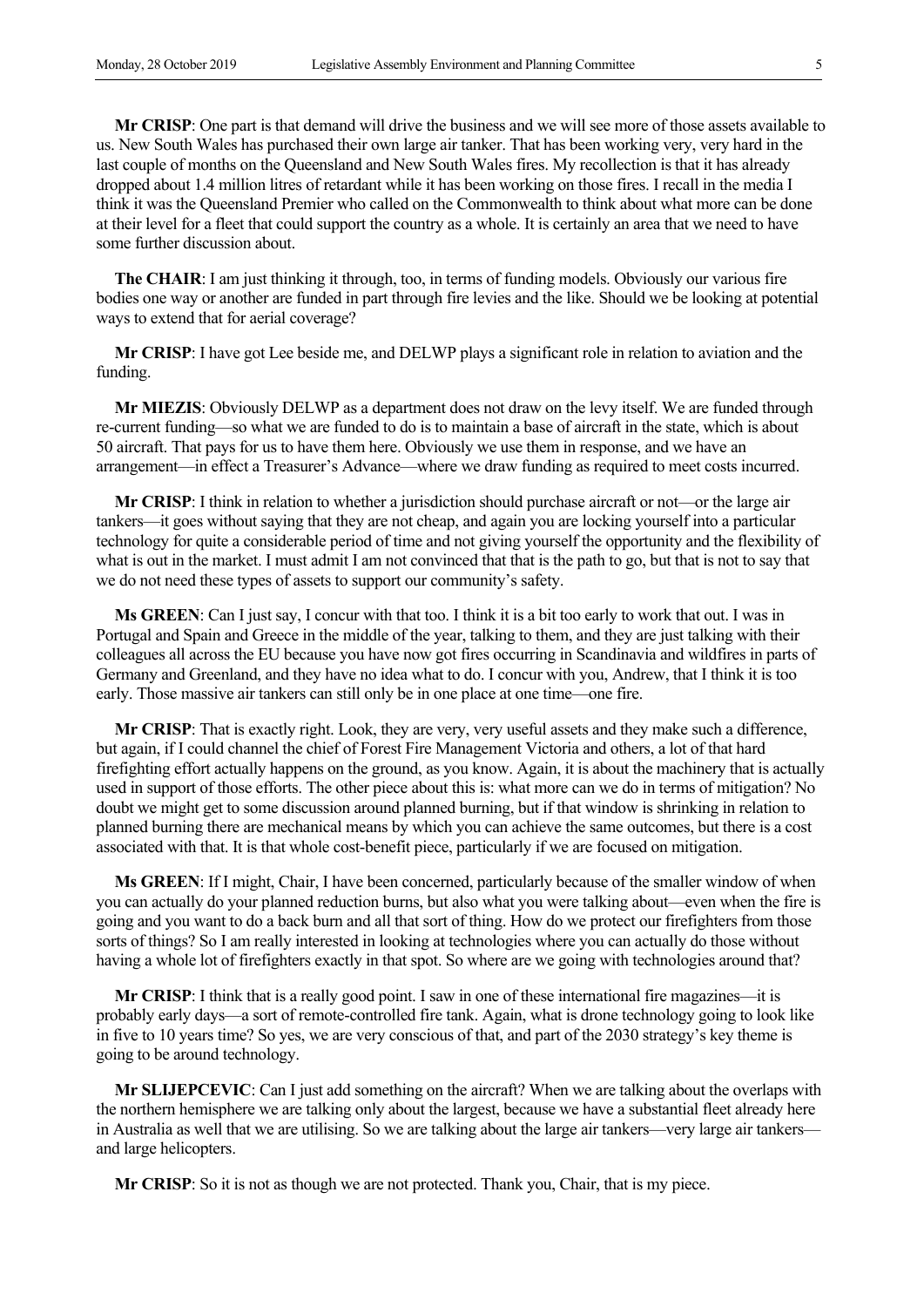**Mr CRISP**: One part is that demand will drive the business and we will see more of those assets available to us. New South Wales has purchased their own large air tanker. That has been working very, very hard in the last couple of months on the Queensland and New South Wales fires. My recollection is that it has already dropped about 1.4 million litres of retardant while it has been working on those fires. I recall in the media I think it was the Queensland Premier who called on the Commonwealth to think about what more can be done at their level for a fleet that could support the country as a whole. It is certainly an area that we need to have some further discussion about.

**The CHAIR**: I am just thinking it through, too, in terms of funding models. Obviously our various fire bodies one way or another are funded in part through fire levies and the like. Should we be looking at potential ways to extend that for aerial coverage?

**Mr CRISP**: I have got Lee beside me, and DELWP plays a significant role in relation to aviation and the funding.

**Mr MIEZIS**: Obviously DELWP as a department does not draw on the levy itself. We are funded through re-current funding—so what we are funded to do is to maintain a base of aircraft in the state, which is about 50 aircraft. That pays for us to have them here. Obviously we use them in response, and we have an arrangement—in effect a Treasurer's Advance—where we draw funding as required to meet costs incurred.

**Mr CRISP**: I think in relation to whether a jurisdiction should purchase aircraft or not—or the large air tankers—it goes without saying that they are not cheap, and again you are locking yourself into a particular technology for quite a considerable period of time and not giving yourself the opportunity and the flexibility of what is out in the market. I must admit I am not convinced that that is the path to go, but that is not to say that we do not need these types of assets to support our community's safety.

**Ms GREEN**: Can I just say, I concur with that too. I think it is a bit too early to work that out. I was in Portugal and Spain and Greece in the middle of the year, talking to them, and they are just talking with their colleagues all across the EU because you have now got fires occurring in Scandinavia and wildfires in parts of Germany and Greenland, and they have no idea what to do. I concur with you, Andrew, that I think it is too early. Those massive air tankers can still only be in one place at one time—one fire.

**Mr CRISP**: That is exactly right. Look, they are very, very useful assets and they make such a difference, but again, if I could channel the chief of Forest Fire Management Victoria and others, a lot of that hard firefighting effort actually happens on the ground, as you know. Again, it is about the machinery that is actually used in support of those efforts. The other piece about this is: what more can we do in terms of mitigation? No doubt we might get to some discussion around planned burning, but if that window is shrinking in relation to planned burning there are mechanical means by which you can achieve the same outcomes, but there is a cost associated with that. It is that whole cost-benefit piece, particularly if we are focused on mitigation.

**Ms GREEN**: If I might, Chair, I have been concerned, particularly because of the smaller window of when you can actually do your planned reduction burns, but also what you were talking about—even when the fire is going and you want to do a back burn and all that sort of thing. How do we protect our firefighters from those sorts of things? So I am really interested in looking at technologies where you can actually do those without having a whole lot of firefighters exactly in that spot. So where are we going with technologies around that?

**Mr CRISP**: I think that is a really good point. I saw in one of these international fire magazines—it is probably early days—a sort of remote-controlled fire tank. Again, what is drone technology going to look like in five to 10 years time? So yes, we are very conscious of that, and part of the 2030 strategy's key theme is going to be around technology.

**Mr SLIJEPCEVIC**: Can I just add something on the aircraft? When we are talking about the overlaps with the northern hemisphere we are talking only about the largest, because we have a substantial fleet already here in Australia as well that we are utilising. So we are talking about the large air tankers—very large air tankers—and large helicopters.

**Mr CRISP**: So it is not as though we are not protected. Thank you, Chair, that is my piece.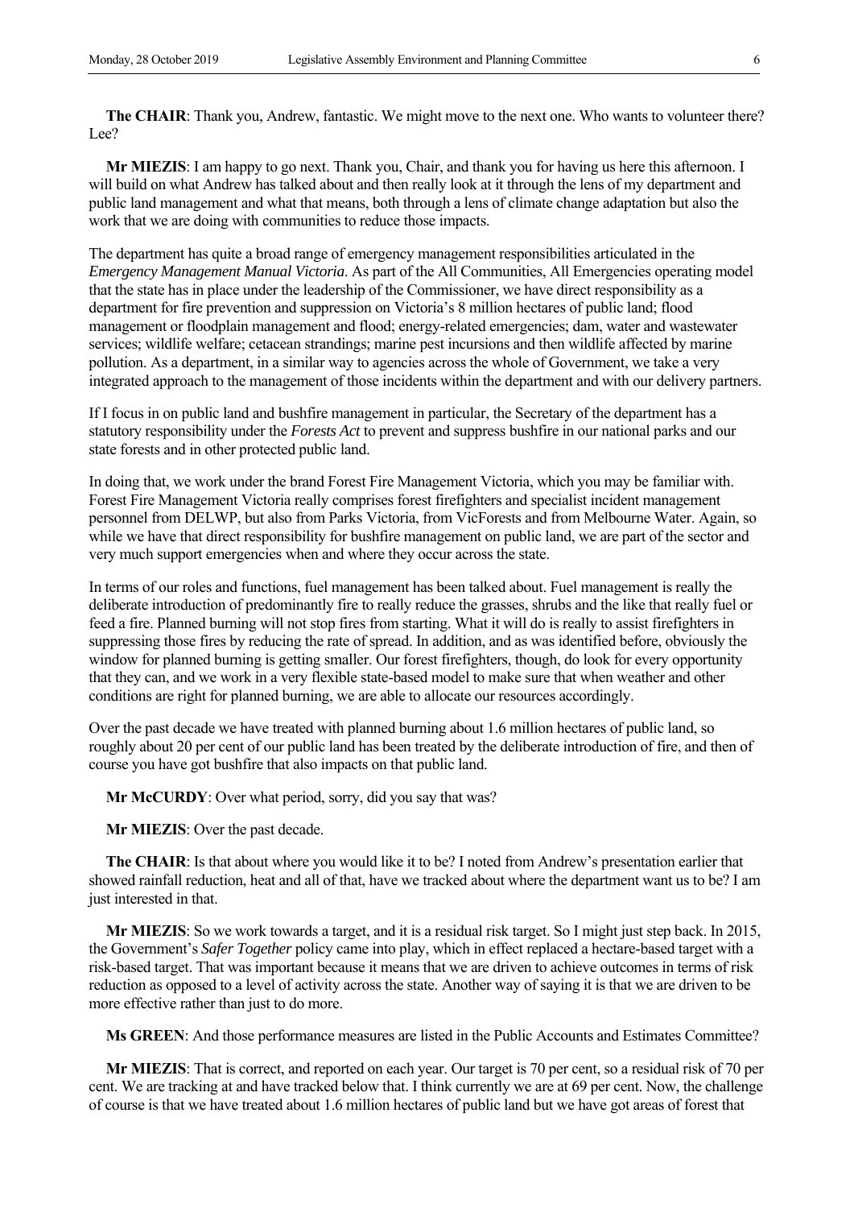**The CHAIR**: Thank you, Andrew, fantastic. We might move to the next one. Who wants to volunteer there? Lee?

**Mr MIEZIS**: I am happy to go next. Thank you, Chair, and thank you for having us here this afternoon. I will build on what Andrew has talked about and then really look at it through the lens of my department and public land management and what that means, both through a lens of climate change adaptation but also the work that we are doing with communities to reduce those impacts.

The department has quite a broad range of emergency management responsibilities articulated in the *Emergency Management Manual Victoria*. As part of the All Communities, All Emergencies operating model that the state has in place under the leadership of the Commissioner, we have direct responsibility as a department for fire prevention and suppression on Victoria's 8 million hectares of public land; flood management or floodplain management and flood; energy-related emergencies; dam, water and wastewater services; wildlife welfare; cetacean strandings; marine pest incursions and then wildlife affected by marine pollution. As a department, in a similar way to agencies across the whole of Government, we take a very integrated approach to the management of those incidents within the department and with our delivery partners.

If I focus in on public land and bushfire management in particular, the Secretary of the department has a statutory responsibility under the *Forests Act* to prevent and suppress bushfire in our national parks and our state forests and in other protected public land.

In doing that, we work under the brand Forest Fire Management Victoria, which you may be familiar with. Forest Fire Management Victoria really comprises forest firefighters and specialist incident management personnel from DELWP, but also from Parks Victoria, from VicForests and from Melbourne Water. Again, so while we have that direct responsibility for bushfire management on public land, we are part of the sector and very much support emergencies when and where they occur across the state.

In terms of our roles and functions, fuel management has been talked about. Fuel management is really the deliberate introduction of predominantly fire to really reduce the grasses, shrubs and the like that really fuel or feed a fire. Planned burning will not stop fires from starting. What it will do is really to assist firefighters in suppressing those fires by reducing the rate of spread. In addition, and as was identified before, obviously the window for planned burning is getting smaller. Our forest firefighters, though, do look for every opportunity that they can, and we work in a very flexible state-based model to make sure that when weather and other conditions are right for planned burning, we are able to allocate our resources accordingly.

Over the past decade we have treated with planned burning about 1.6 million hectares of public land, so roughly about 20 per cent of our public land has been treated by the deliberate introduction of fire, and then of course you have got bushfire that also impacts on that public land.

**Mr McCURDY**: Over what period, sorry, did you say that was?

**Mr MIEZIS**: Over the past decade.

**The CHAIR**: Is that about where you would like it to be? I noted from Andrew's presentation earlier that showed rainfall reduction, heat and all of that, have we tracked about where the department want us to be? I am just interested in that.

**Mr MIEZIS**: So we work towards a target, and it is a residual risk target. So I might just step back. In 2015, the Government's *Safer Together* policy came into play, which in effect replaced a hectare-based target with a risk-based target. That was important because it means that we are driven to achieve outcomes in terms of risk reduction as opposed to a level of activity across the state. Another way of saying it is that we are driven to be more effective rather than just to do more.

**Ms GREEN**: And those performance measures are listed in the Public Accounts and Estimates Committee?

**Mr MIEZIS**: That is correct, and reported on each year. Our target is 70 per cent, so a residual risk of 70 per cent. We are tracking at and have tracked below that. I think currently we are at 69 per cent. Now, the challenge of course is that we have treated about 1.6 million hectares of public land but we have got areas of forest that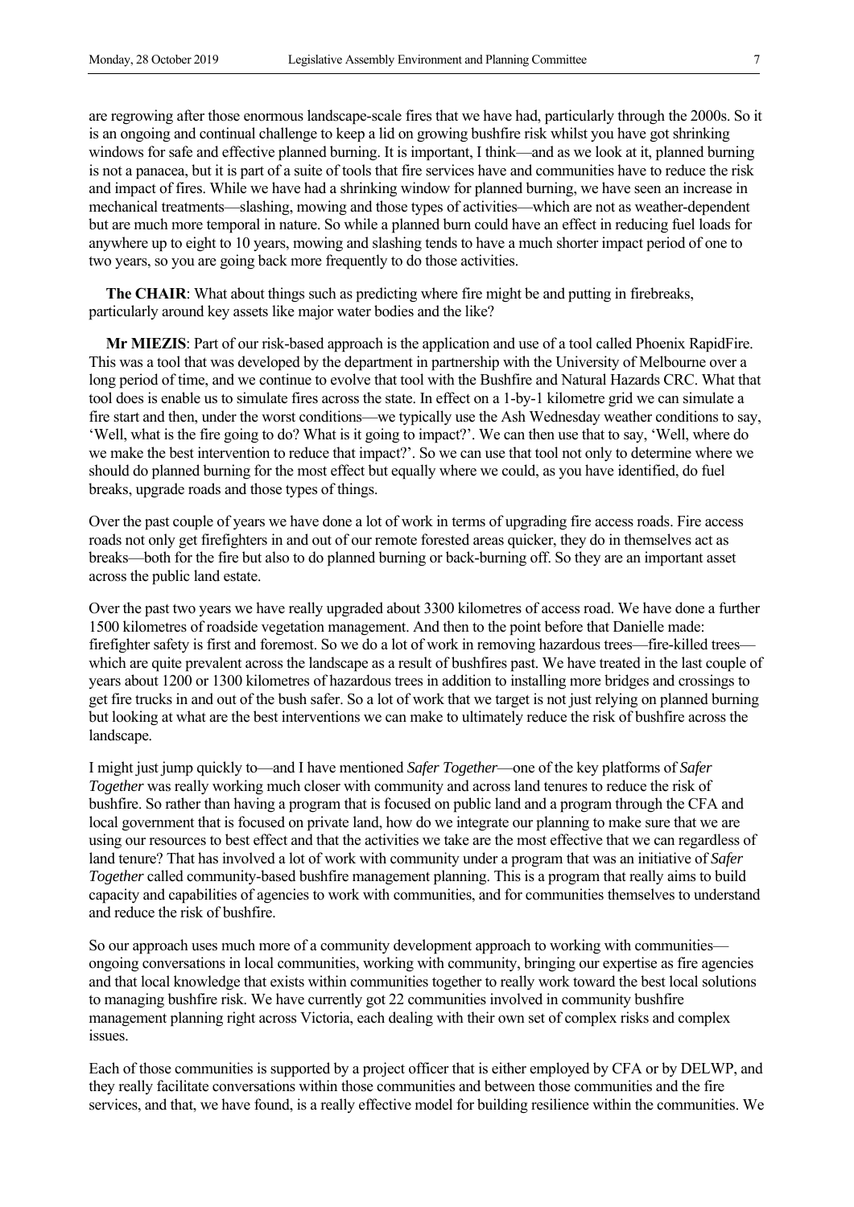are regrowing after those enormous landscape-scale fires that we have had, particularly through the 2000s. So it is an ongoing and continual challenge to keep a lid on growing bushfire risk whilst you have got shrinking windows for safe and effective planned burning. It is important, I think—and as we look at it, planned burning is not a panacea, but it is part of a suite of tools that fire services have and communities have to reduce the risk and impact of fires. While we have had a shrinking window for planned burning, we have seen an increase in mechanical treatments—slashing, mowing and those types of activities—which are not as weather-dependent but are much more temporal in nature. So while a planned burn could have an effect in reducing fuel loads for anywhere up to eight to 10 years, mowing and slashing tends to have a much shorter impact period of one to two years, so you are going back more frequently to do those activities.

**The CHAIR**: What about things such as predicting where fire might be and putting in firebreaks, particularly around key assets like major water bodies and the like?

**Mr MIEZIS**: Part of our risk-based approach is the application and use of a tool called Phoenix RapidFire. This was a tool that was developed by the department in partnership with the University of Melbourne over a long period of time, and we continue to evolve that tool with the Bushfire and Natural Hazards CRC. What that tool does is enable us to simulate fires across the state. In effect on a 1-by-1 kilometre grid we can simulate a fire start and then, under the worst conditions—we typically use the Ash Wednesday weather conditions to say, 'Well, what is the fire going to do? What is it going to impact?'. We can then use that to say, 'Well, where do we make the best intervention to reduce that impact?'. So we can use that tool not only to determine where we should do planned burning for the most effect but equally where we could, as you have identified, do fuel breaks, upgrade roads and those types of things.

Over the past couple of years we have done a lot of work in terms of upgrading fire access roads. Fire access roads not only get firefighters in and out of our remote forested areas quicker, they do in themselves act as breaks—both for the fire but also to do planned burning or back-burning off. So they are an important asset across the public land estate.

Over the past two years we have really upgraded about 3300 kilometres of access road. We have done a further 1500 kilometres of roadside vegetation management. And then to the point before that Danielle made: firefighter safety is first and foremost. So we do a lot of work in removing hazardous trees—fire-killed trees—which are quite prevalent across the landscape as a result of bushfires past. We have treated in the last couple of years about 1200 or 1300 kilometres of hazardous trees in addition to installing more bridges and crossings to get fire trucks in and out of the bush safer. So a lot of work that we target is not just relying on planned burning but looking at what are the best interventions we can make to ultimately reduce the risk of bushfire across the landscape.

I might just jump quickly to—and I have mentioned *Safer Together*—one of the key platforms of *Safer Together* was really working much closer with community and across land tenures to reduce the risk of bushfire. So rather than having a program that is focused on public land and a program through the CFA and local government that is focused on private land, how do we integrate our planning to make sure that we are using our resources to best effect and that the activities we take are the most effective that we can regardless of land tenure? That has involved a lot of work with community under a program that was an initiative of *Safer Together* called community-based bushfire management planning. This is a program that really aims to build capacity and capabilities of agencies to work with communities, and for communities themselves to understand and reduce the risk of bushfire.

So our approach uses much more of a community development approach to working with communities—ongoing conversations in local communities, working with community, bringing our expertise as fire agencies and that local knowledge that exists within communities together to really work toward the best local solutions to managing bushfire risk. We have currently got 22 communities involved in community bushfire management planning right across Victoria, each dealing with their own set of complex risks and complex issues.

Each of those communities is supported by a project officer that is either employed by CFA or by DELWP, and they really facilitate conversations within those communities and between those communities and the fire services, and that, we have found, is a really effective model for building resilience within the communities. We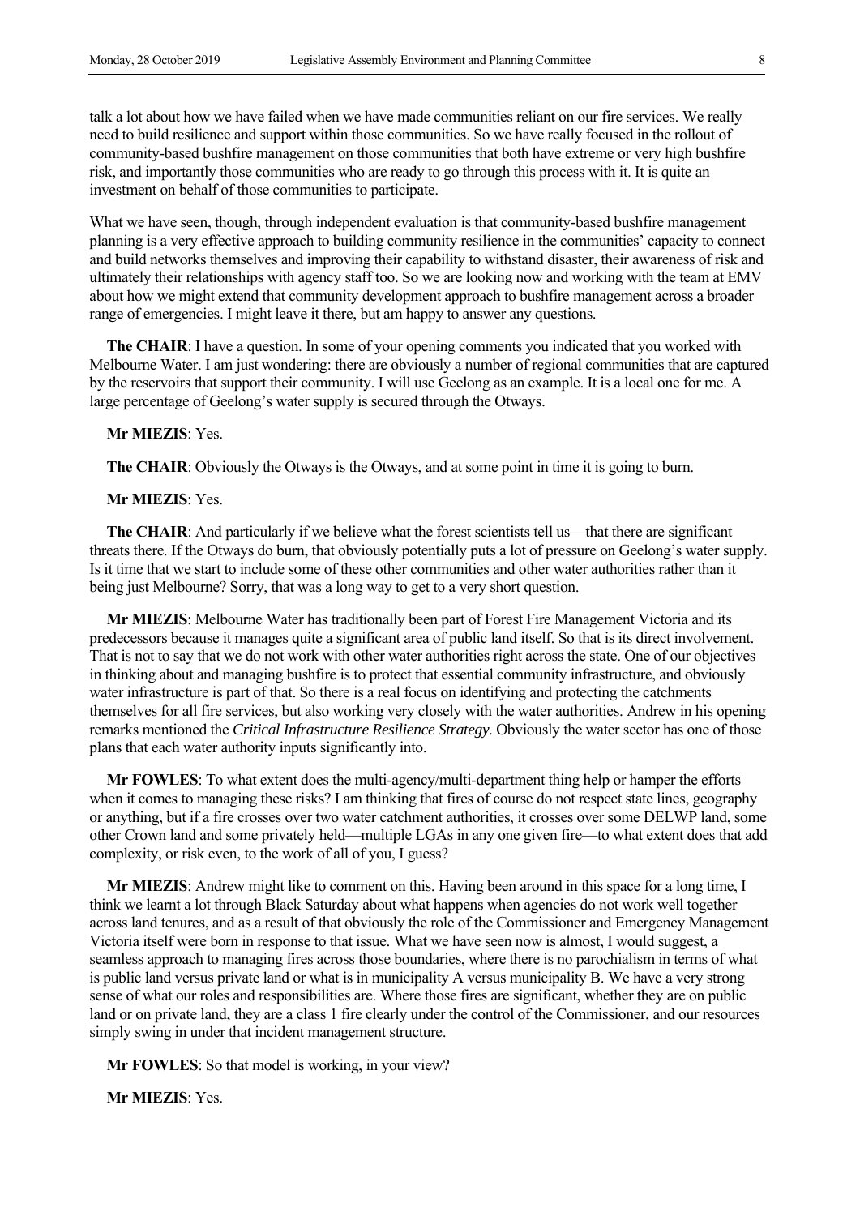talk a lot about how we have failed when we have made communities reliant on our fire services. We really need to build resilience and support within those communities. So we have really focused in the rollout of community-based bushfire management on those communities that both have extreme or very high bushfire risk, and importantly those communities who are ready to go through this process with it. It is quite an investment on behalf of those communities to participate.

What we have seen, though, through independent evaluation is that community-based bushfire management planning is a very effective approach to building community resilience in the communities' capacity to connect and build networks themselves and improving their capability to withstand disaster, their awareness of risk and ultimately their relationships with agency staff too. So we are looking now and working with the team at EMV about how we might extend that community development approach to bushfire management across a broader range of emergencies. I might leave it there, but am happy to answer any questions.

**The CHAIR**: I have a question. In some of your opening comments you indicated that you worked with Melbourne Water. I am just wondering: there are obviously a number of regional communities that are captured by the reservoirs that support their community. I will use Geelong as an example. It is a local one for me. A large percentage of Geelong's water supply is secured through the Otways.

**Mr MIEZIS**: Yes.

**The CHAIR**: Obviously the Otways is the Otways, and at some point in time it is going to burn.

**Mr MIEZIS**: Yes.

**The CHAIR**: And particularly if we believe what the forest scientists tell us—that there are significant threats there. If the Otways do burn, that obviously potentially puts a lot of pressure on Geelong's water supply. Is it time that we start to include some of these other communities and other water authorities rather than it being just Melbourne? Sorry, that was a long way to get to a very short question.

**Mr MIEZIS**: Melbourne Water has traditionally been part of Forest Fire Management Victoria and its predecessors because it manages quite a significant area of public land itself. So that is its direct involvement. That is not to say that we do not work with other water authorities right across the state. One of our objectives in thinking about and managing bushfire is to protect that essential community infrastructure, and obviously water infrastructure is part of that. So there is a real focus on identifying and protecting the catchments themselves for all fire services, but also working very closely with the water authorities. Andrew in his opening remarks mentioned the *Critical Infrastructure Resilience Strategy*. Obviously the water sector has one of those plans that each water authority inputs significantly into.

**Mr FOWLES**: To what extent does the multi-agency/multi-department thing help or hamper the efforts when it comes to managing these risks? I am thinking that fires of course do not respect state lines, geography or anything, but if a fire crosses over two water catchment authorities, it crosses over some DELWP land, some other Crown land and some privately held—multiple LGAs in any one given fire—to what extent does that add complexity, or risk even, to the work of all of you, I guess?

**Mr MIEZIS**: Andrew might like to comment on this. Having been around in this space for a long time, I think we learnt a lot through Black Saturday about what happens when agencies do not work well together across land tenures, and as a result of that obviously the role of the Commissioner and Emergency Management Victoria itself were born in response to that issue. What we have seen now is almost, I would suggest, a seamless approach to managing fires across those boundaries, where there is no parochialism in terms of what is public land versus private land or what is in municipality A versus municipality B. We have a very strong sense of what our roles and responsibilities are. Where those fires are significant, whether they are on public land or on private land, they are a class 1 fire clearly under the control of the Commissioner, and our resources simply swing in under that incident management structure.

**Mr FOWLES**: So that model is working, in your view?

**Mr MIEZIS**: Yes.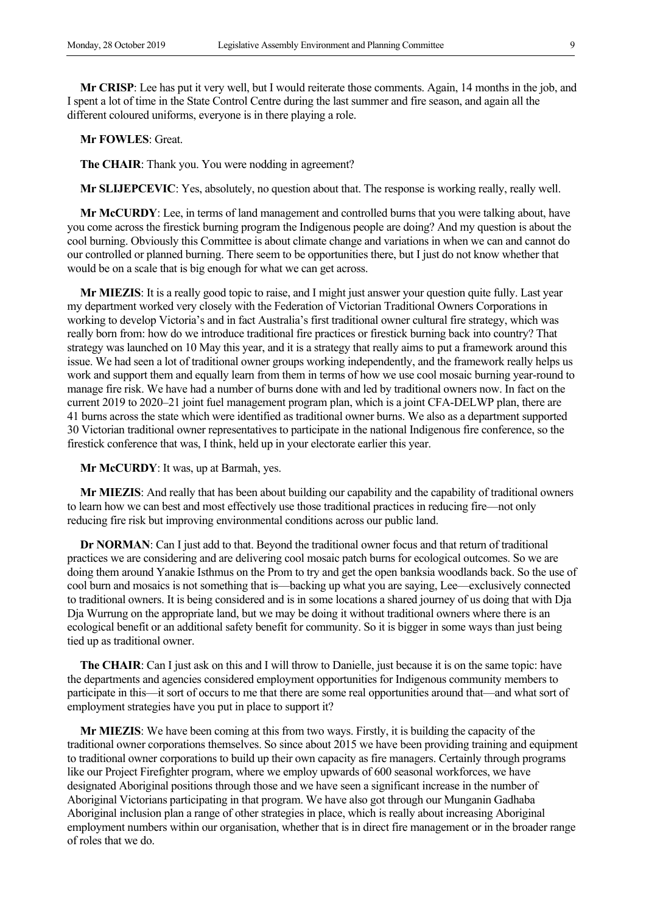**Mr CRISP**: Lee has put it very well, but I would reiterate those comments. Again, 14 months in the job, and I spent a lot of time in the State Control Centre during the last summer and fire season, and again all the different coloured uniforms, everyone is in there playing a role.

**Mr FOWLES**: Great.

**The CHAIR**: Thank you. You were nodding in agreement?

**Mr SLIJEPCEVIC**: Yes, absolutely, no question about that. The response is working really, really well.

**Mr McCURDY**: Lee, in terms of land management and controlled burns that you were talking about, have you come across the firestick burning program the Indigenous people are doing? And my question is about the cool burning. Obviously this Committee is about climate change and variations in when we can and cannot do our controlled or planned burning. There seem to be opportunities there, but I just do not know whether that would be on a scale that is big enough for what we can get across.

**Mr MIEZIS**: It is a really good topic to raise, and I might just answer your question quite fully. Last year my department worked very closely with the Federation of Victorian Traditional Owners Corporations in working to develop Victoria's and in fact Australia's first traditional owner cultural fire strategy, which was really born from: how do we introduce traditional fire practices or firestick burning back into country? That strategy was launched on 10 May this year, and it is a strategy that really aims to put a framework around this issue. We had seen a lot of traditional owner groups working independently, and the framework really helps us work and support them and equally learn from them in terms of how we use cool mosaic burning year-round to manage fire risk. We have had a number of burns done with and led by traditional owners now. In fact on the current 2019 to 2020–21 joint fuel management program plan, which is a joint CFA-DELWP plan, there are 41 burns across the state which were identified as traditional owner burns. We also as a department supported 30 Victorian traditional owner representatives to participate in the national Indigenous fire conference, so the firestick conference that was, I think, held up in your electorate earlier this year.

**Mr McCURDY**: It was, up at Barmah, yes.

**Mr MIEZIS**: And really that has been about building our capability and the capability of traditional owners to learn how we can best and most effectively use those traditional practices in reducing fire—not only reducing fire risk but improving environmental conditions across our public land.

**Dr NORMAN**: Can I just add to that. Beyond the traditional owner focus and that return of traditional practices we are considering and are delivering cool mosaic patch burns for ecological outcomes. So we are doing them around Yanakie Isthmus on the Prom to try and get the open banksia woodlands back. So the use of cool burn and mosaics is not something that is—backing up what you are saying, Lee—exclusively connected to traditional owners. It is being considered and is in some locations a shared journey of us doing that with Dja Dja Wurrung on the appropriate land, but we may be doing it without traditional owners where there is an ecological benefit or an additional safety benefit for community. So it is bigger in some ways than just being tied up as traditional owner.

**The CHAIR**: Can I just ask on this and I will throw to Danielle, just because it is on the same topic: have the departments and agencies considered employment opportunities for Indigenous community members to participate in this—it sort of occurs to me that there are some real opportunities around that—and what sort of employment strategies have you put in place to support it?

**Mr MIEZIS**: We have been coming at this from two ways. Firstly, it is building the capacity of the traditional owner corporations themselves. So since about 2015 we have been providing training and equipment to traditional owner corporations to build up their own capacity as fire managers. Certainly through programs like our Project Firefighter program, where we employ upwards of 600 seasonal workforces, we have designated Aboriginal positions through those and we have seen a significant increase in the number of Aboriginal Victorians participating in that program. We have also got through our Munganin Gadhaba Aboriginal inclusion plan a range of other strategies in place, which is really about increasing Aboriginal employment numbers within our organisation, whether that is in direct fire management or in the broader range of roles that we do.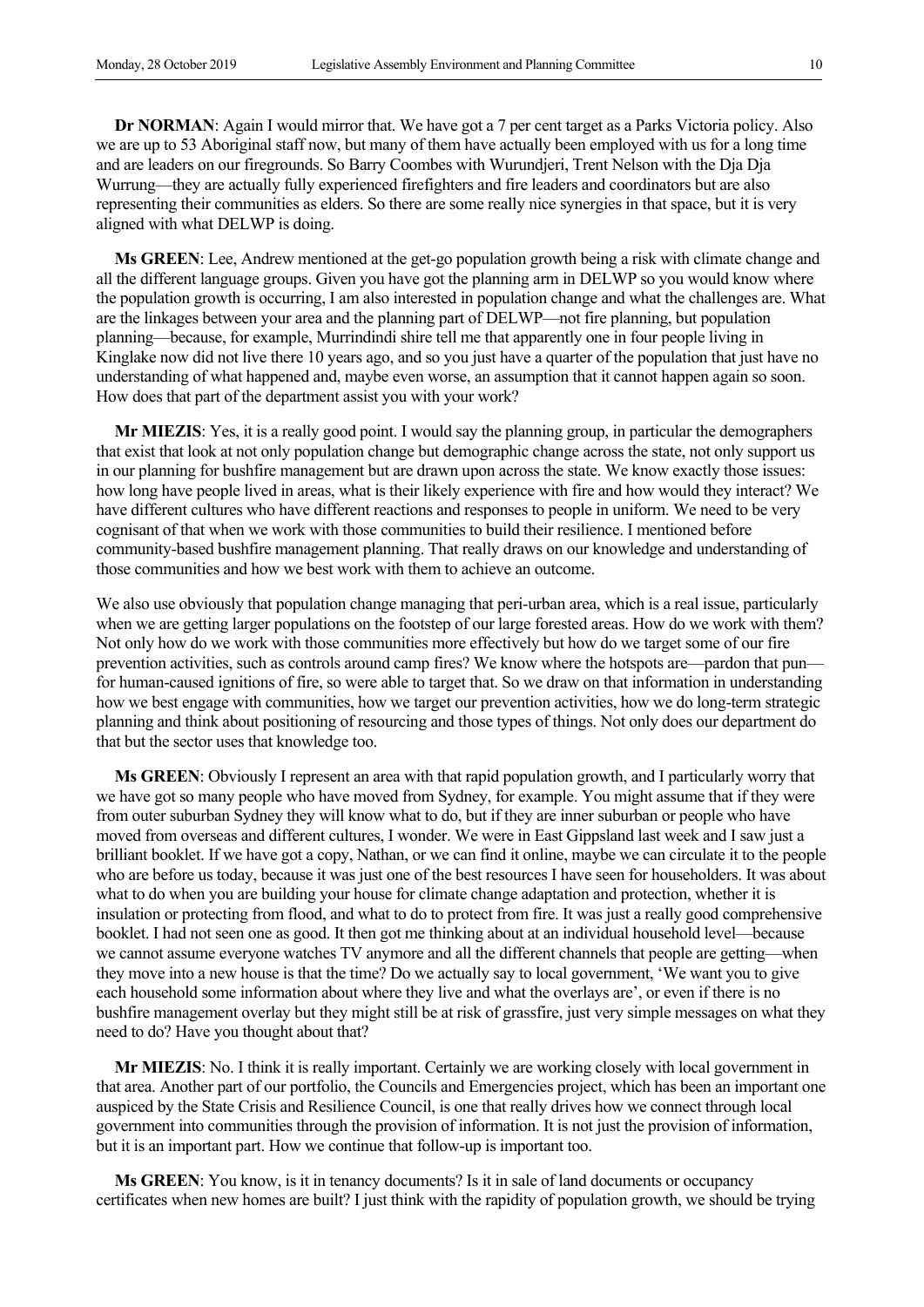**Dr NORMAN**: Again I would mirror that. We have got a 7 per cent target as a Parks Victoria policy. Also we are up to 53 Aboriginal staff now, but many of them have actually been employed with us for a long time and are leaders on our firegrounds. So Barry Coombes with Wurundjeri, Trent Nelson with the Dja Dja Wurrung—they are actually fully experienced firefighters and fire leaders and coordinators but are also representing their communities as elders. So there are some really nice synergies in that space, but it is very aligned with what DELWP is doing.

**Ms GREEN**: Lee, Andrew mentioned at the get-go population growth being a risk with climate change and all the different language groups. Given you have got the planning arm in DELWP so you would know where the population growth is occurring, I am also interested in population change and what the challenges are. What are the linkages between your area and the planning part of DELWP—not fire planning, but population planning—because, for example, Murrindindi shire tell me that apparently one in four people living in Kinglake now did not live there 10 years ago, and so you just have a quarter of the population that just have no understanding of what happened and, maybe even worse, an assumption that it cannot happen again so soon. How does that part of the department assist you with your work?

**Mr MIEZIS**: Yes, it is a really good point. I would say the planning group, in particular the demographers that exist that look at not only population change but demographic change across the state, not only support us in our planning for bushfire management but are drawn upon across the state. We know exactly those issues: how long have people lived in areas, what is their likely experience with fire and how would they interact? We have different cultures who have different reactions and responses to people in uniform. We need to be very cognisant of that when we work with those communities to build their resilience. I mentioned before community-based bushfire management planning. That really draws on our knowledge and understanding of those communities and how we best work with them to achieve an outcome.

We also use obviously that population change managing that peri-urban area, which is a real issue, particularly when we are getting larger populations on the footstep of our large forested areas. How do we work with them? Not only how do we work with those communities more effectively but how do we target some of our fire prevention activities, such as controls around camp fires? We know where the hotspots are—pardon that pun—for human-caused ignitions of fire, so were able to target that. So we draw on that information in understanding how we best engage with communities, how we target our prevention activities, how we do long-term strategic planning and think about positioning of resourcing and those types of things. Not only does our department do that but the sector uses that knowledge too.

**Ms GREEN**: Obviously I represent an area with that rapid population growth, and I particularly worry that we have got so many people who have moved from Sydney, for example. You might assume that if they were from outer suburban Sydney they will know what to do, but if they are inner suburban or people who have moved from overseas and different cultures, I wonder. We were in East Gippsland last week and I saw just a brilliant booklet. If we have got a copy, Nathan, or we can find it online, maybe we can circulate it to the people who are before us today, because it was just one of the best resources I have seen for householders. It was about what to do when you are building your house for climate change adaptation and protection, whether it is insulation or protecting from flood, and what to do to protect from fire. It was just a really good comprehensive booklet. I had not seen one as good. It then got me thinking about at an individual household level—because we cannot assume everyone watches TV anymore and all the different channels that people are getting—when they move into a new house is that the time? Do we actually say to local government, 'We want you to give each household some information about where they live and what the overlays are', or even if there is no bushfire management overlay but they might still be at risk of grassfire, just very simple messages on what they need to do? Have you thought about that?

**Mr MIEZIS**: No. I think it is really important. Certainly we are working closely with local government in that area. Another part of our portfolio, the Councils and Emergencies project, which has been an important one auspiced by the State Crisis and Resilience Council, is one that really drives how we connect through local government into communities through the provision of information. It is not just the provision of information, but it is an important part. How we continue that follow-up is important too.

**Ms GREEN**: You know, is it in tenancy documents? Is it in sale of land documents or occupancy certificates when new homes are built? I just think with the rapidity of population growth, we should be trying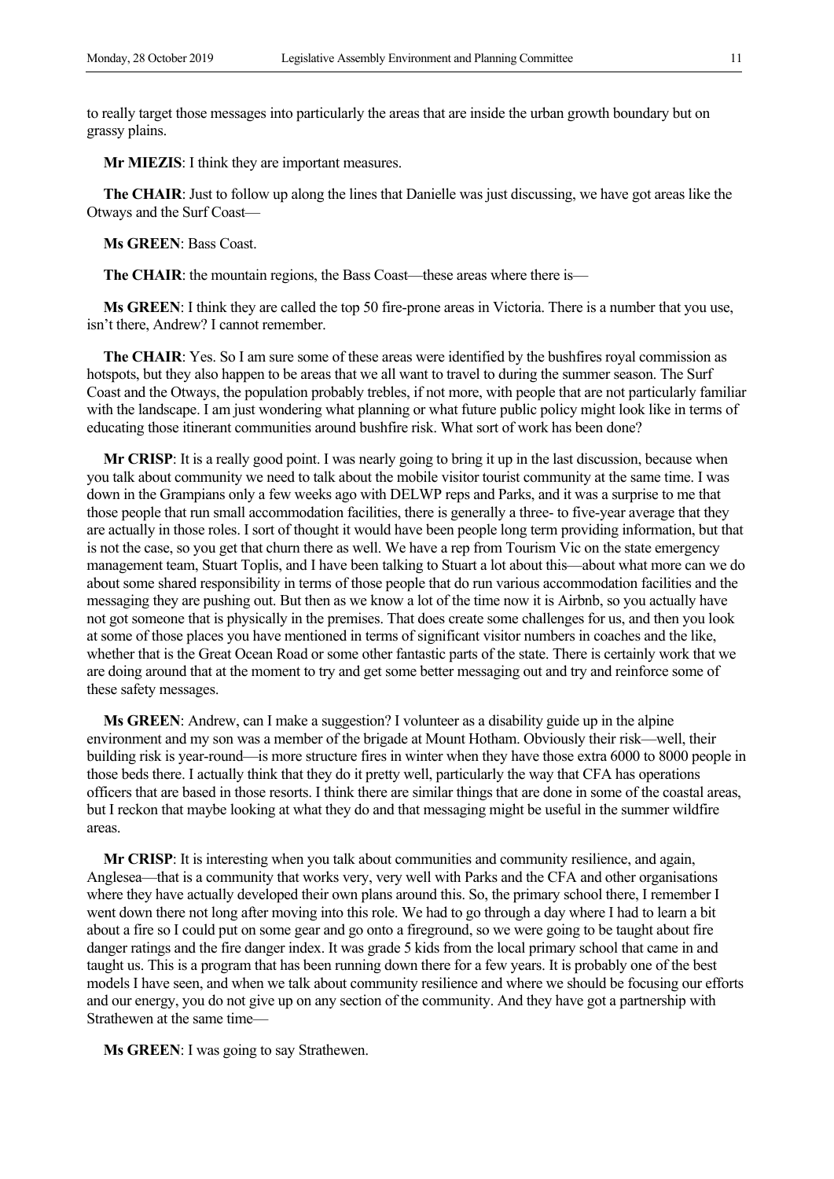to really target those messages into particularly the areas that are inside the urban growth boundary but on grassy plains.

**Mr MIEZIS**: I think they are important measures.

**The CHAIR**: Just to follow up along the lines that Danielle was just discussing, we have got areas like the Otways and the Surf Coast—

**Ms GREEN**: Bass Coast.

**The CHAIR**: the mountain regions, the Bass Coast—these areas where there is—

**Ms GREEN**: I think they are called the top 50 fire-prone areas in Victoria. There is a number that you use, isn't there, Andrew? I cannot remember.

**The CHAIR**: Yes. So I am sure some of these areas were identified by the bushfires royal commission as hotspots, but they also happen to be areas that we all want to travel to during the summer season. The Surf Coast and the Otways, the population probably trebles, if not more, with people that are not particularly familiar with the landscape. I am just wondering what planning or what future public policy might look like in terms of educating those itinerant communities around bushfire risk. What sort of work has been done?

**Mr CRISP**: It is a really good point. I was nearly going to bring it up in the last discussion, because when you talk about community we need to talk about the mobile visitor tourist community at the same time. I was down in the Grampians only a few weeks ago with DELWP reps and Parks, and it was a surprise to me that those people that run small accommodation facilities, there is generally a three- to five-year average that they are actually in those roles. I sort of thought it would have been people long term providing information, but that is not the case, so you get that churn there as well. We have a rep from Tourism Vic on the state emergency management team, Stuart Toplis, and I have been talking to Stuart a lot about this—about what more can we do about some shared responsibility in terms of those people that do run various accommodation facilities and the messaging they are pushing out. But then as we know a lot of the time now it is Airbnb, so you actually have not got someone that is physically in the premises. That does create some challenges for us, and then you look at some of those places you have mentioned in terms of significant visitor numbers in coaches and the like, whether that is the Great Ocean Road or some other fantastic parts of the state. There is certainly work that we are doing around that at the moment to try and get some better messaging out and try and reinforce some of these safety messages.

**Ms GREEN**: Andrew, can I make a suggestion? I volunteer as a disability guide up in the alpine environment and my son was a member of the brigade at Mount Hotham. Obviously their risk—well, their building risk is year-round—is more structure fires in winter when they have those extra 6000 to 8000 people in those beds there. I actually think that they do it pretty well, particularly the way that CFA has operations officers that are based in those resorts. I think there are similar things that are done in some of the coastal areas, but I reckon that maybe looking at what they do and that messaging might be useful in the summer wildfire areas.

**Mr CRISP**: It is interesting when you talk about communities and community resilience, and again, Anglesea—that is a community that works very, very well with Parks and the CFA and other organisations where they have actually developed their own plans around this. So, the primary school there, I remember I went down there not long after moving into this role. We had to go through a day where I had to learn a bit about a fire so I could put on some gear and go onto a fireground, so we were going to be taught about fire danger ratings and the fire danger index. It was grade 5 kids from the local primary school that came in and taught us. This is a program that has been running down there for a few years. It is probably one of the best models I have seen, and when we talk about community resilience and where we should be focusing our efforts and our energy, you do not give up on any section of the community. And they have got a partnership with Strathewen at the same time—

**Ms GREEN**: I was going to say Strathewen.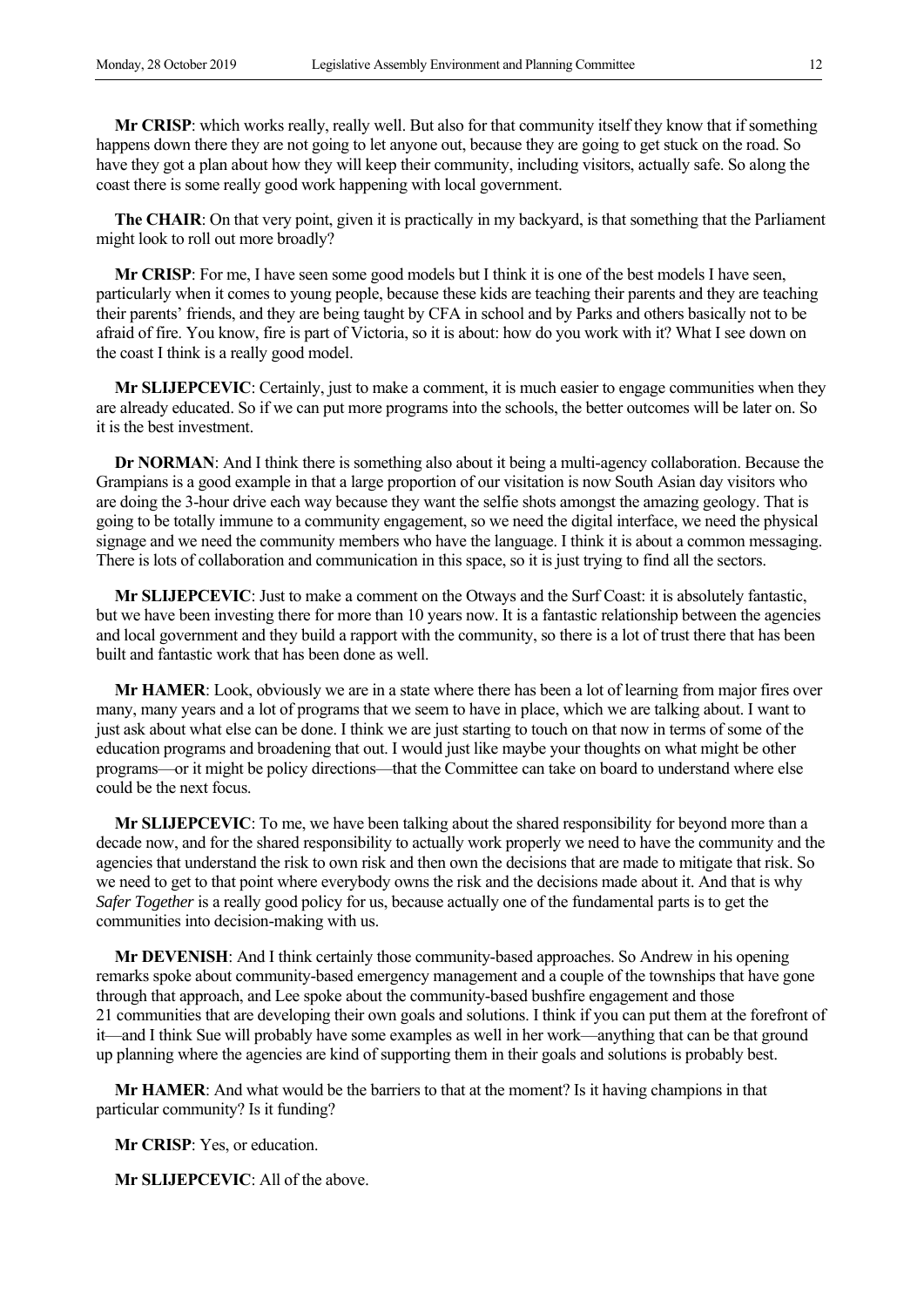**Mr CRISP**: which works really, really well. But also for that community itself they know that if something happens down there they are not going to let anyone out, because they are going to get stuck on the road. So have they got a plan about how they will keep their community, including visitors, actually safe. So along the coast there is some really good work happening with local government.

**The CHAIR**: On that very point, given it is practically in my backyard, is that something that the Parliament might look to roll out more broadly?

**Mr CRISP**: For me, I have seen some good models but I think it is one of the best models I have seen, particularly when it comes to young people, because these kids are teaching their parents and they are teaching their parents' friends, and they are being taught by CFA in school and by Parks and others basically not to be afraid of fire. You know, fire is part of Victoria, so it is about: how do you work with it? What I see down on the coast I think is a really good model.

**Mr SLIJEPCEVIC**: Certainly, just to make a comment, it is much easier to engage communities when they are already educated. So if we can put more programs into the schools, the better outcomes will be later on. So it is the best investment.

**Dr NORMAN**: And I think there is something also about it being a multi-agency collaboration. Because the Grampians is a good example in that a large proportion of our visitation is now South Asian day visitors who are doing the 3-hour drive each way because they want the selfie shots amongst the amazing geology. That is going to be totally immune to a community engagement, so we need the digital interface, we need the physical signage and we need the community members who have the language. I think it is about a common messaging. There is lots of collaboration and communication in this space, so it is just trying to find all the sectors.

**Mr SLIJEPCEVIC**: Just to make a comment on the Otways and the Surf Coast: it is absolutely fantastic, but we have been investing there for more than 10 years now. It is a fantastic relationship between the agencies and local government and they build a rapport with the community, so there is a lot of trust there that has been built and fantastic work that has been done as well.

**Mr HAMER**: Look, obviously we are in a state where there has been a lot of learning from major fires over many, many years and a lot of programs that we seem to have in place, which we are talking about. I want to just ask about what else can be done. I think we are just starting to touch on that now in terms of some of the education programs and broadening that out. I would just like maybe your thoughts on what might be other programs—or it might be policy directions—that the Committee can take on board to understand where else could be the next focus.

**Mr SLIJEPCEVIC**: To me, we have been talking about the shared responsibility for beyond more than a decade now, and for the shared responsibility to actually work properly we need to have the community and the agencies that understand the risk to own risk and then own the decisions that are made to mitigate that risk. So we need to get to that point where everybody owns the risk and the decisions made about it. And that is why *Safer Together* is a really good policy for us, because actually one of the fundamental parts is to get the communities into decision-making with us.

**Mr DEVENISH**: And I think certainly those community-based approaches. So Andrew in his opening remarks spoke about community-based emergency management and a couple of the townships that have gone through that approach, and Lee spoke about the community-based bushfire engagement and those 21 communities that are developing their own goals and solutions. I think if you can put them at the forefront of it—and I think Sue will probably have some examples as well in her work—anything that can be that ground up planning where the agencies are kind of supporting them in their goals and solutions is probably best.

**Mr HAMER**: And what would be the barriers to that at the moment? Is it having champions in that particular community? Is it funding?

**Mr CRISP**: Yes, or education.

**Mr SLIJEPCEVIC**: All of the above.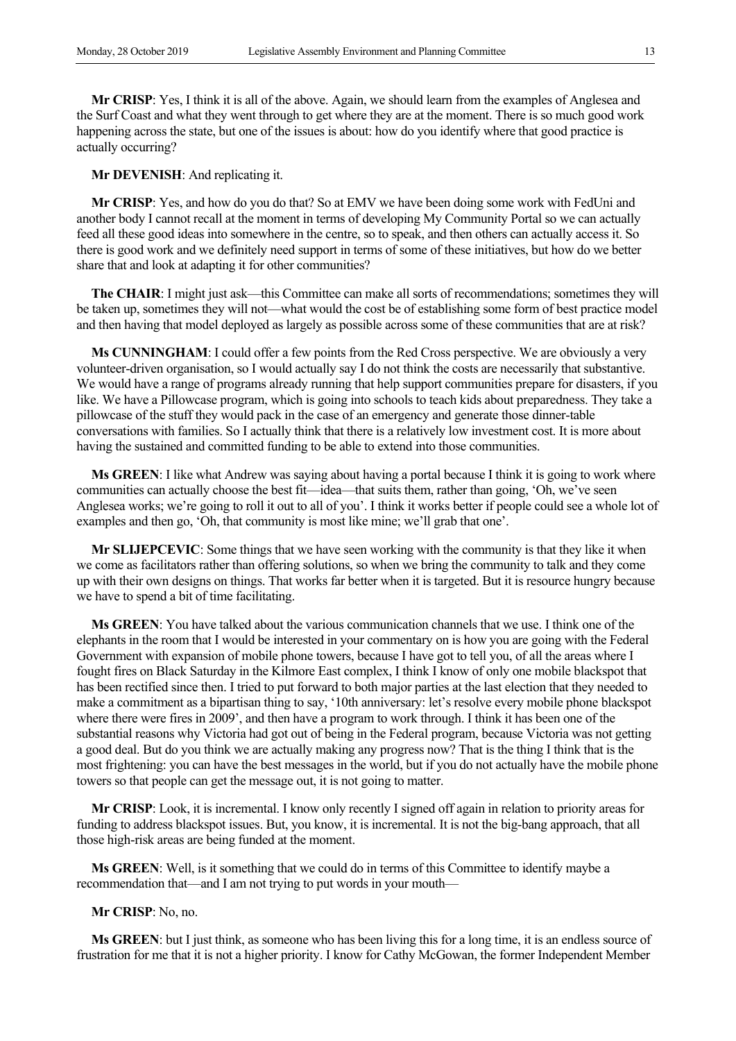**Mr CRISP**: Yes, I think it is all of the above. Again, we should learn from the examples of Anglesea and the Surf Coast and what they went through to get where they are at the moment. There is so much good work happening across the state, but one of the issues is about: how do you identify where that good practice is actually occurring?

**Mr DEVENISH**: And replicating it.

**Mr CRISP**: Yes, and how do you do that? So at EMV we have been doing some work with FedUni and another body I cannot recall at the moment in terms of developing My Community Portal so we can actually feed all these good ideas into somewhere in the centre, so to speak, and then others can actually access it. So there is good work and we definitely need support in terms of some of these initiatives, but how do we better share that and look at adapting it for other communities?

**The CHAIR**: I might just ask—this Committee can make all sorts of recommendations; sometimes they will be taken up, sometimes they will not—what would the cost be of establishing some form of best practice model and then having that model deployed as largely as possible across some of these communities that are at risk?

**Ms CUNNINGHAM**: I could offer a few points from the Red Cross perspective. We are obviously a very volunteer-driven organisation, so I would actually say I do not think the costs are necessarily that substantive. We would have a range of programs already running that help support communities prepare for disasters, if you like. We have a Pillowcase program, which is going into schools to teach kids about preparedness. They take a pillowcase of the stuff they would pack in the case of an emergency and generate those dinner-table conversations with families. So I actually think that there is a relatively low investment cost. It is more about having the sustained and committed funding to be able to extend into those communities.

**Ms GREEN**: I like what Andrew was saying about having a portal because I think it is going to work where communities can actually choose the best fit—idea—that suits them, rather than going, 'Oh, we've seen Anglesea works; we're going to roll it out to all of you'. I think it works better if people could see a whole lot of examples and then go, 'Oh, that community is most like mine; we'll grab that one'.

**Mr SLIJEPCEVIC**: Some things that we have seen working with the community is that they like it when we come as facilitators rather than offering solutions, so when we bring the community to talk and they come up with their own designs on things. That works far better when it is targeted. But it is resource hungry because we have to spend a bit of time facilitating.

**Ms GREEN**: You have talked about the various communication channels that we use. I think one of the elephants in the room that I would be interested in your commentary on is how you are going with the Federal Government with expansion of mobile phone towers, because I have got to tell you, of all the areas where I fought fires on Black Saturday in the Kilmore East complex, I think I know of only one mobile blackspot that has been rectified since then. I tried to put forward to both major parties at the last election that they needed to make a commitment as a bipartisan thing to say, '10th anniversary: let's resolve every mobile phone blackspot where there were fires in 2009', and then have a program to work through. I think it has been one of the substantial reasons why Victoria had got out of being in the Federal program, because Victoria was not getting a good deal. But do you think we are actually making any progress now? That is the thing I think that is the most frightening: you can have the best messages in the world, but if you do not actually have the mobile phone towers so that people can get the message out, it is not going to matter.

**Mr CRISP**: Look, it is incremental. I know only recently I signed off again in relation to priority areas for funding to address blackspot issues. But, you know, it is incremental. It is not the big-bang approach, that all those high-risk areas are being funded at the moment.

**Ms GREEN**: Well, is it something that we could do in terms of this Committee to identify maybe a recommendation that—and I am not trying to put words in your mouth—

**Mr CRISP**: No, no.

**Ms GREEN**: but I just think, as someone who has been living this for a long time, it is an endless source of frustration for me that it is not a higher priority. I know for Cathy McGowan, the former Independent Member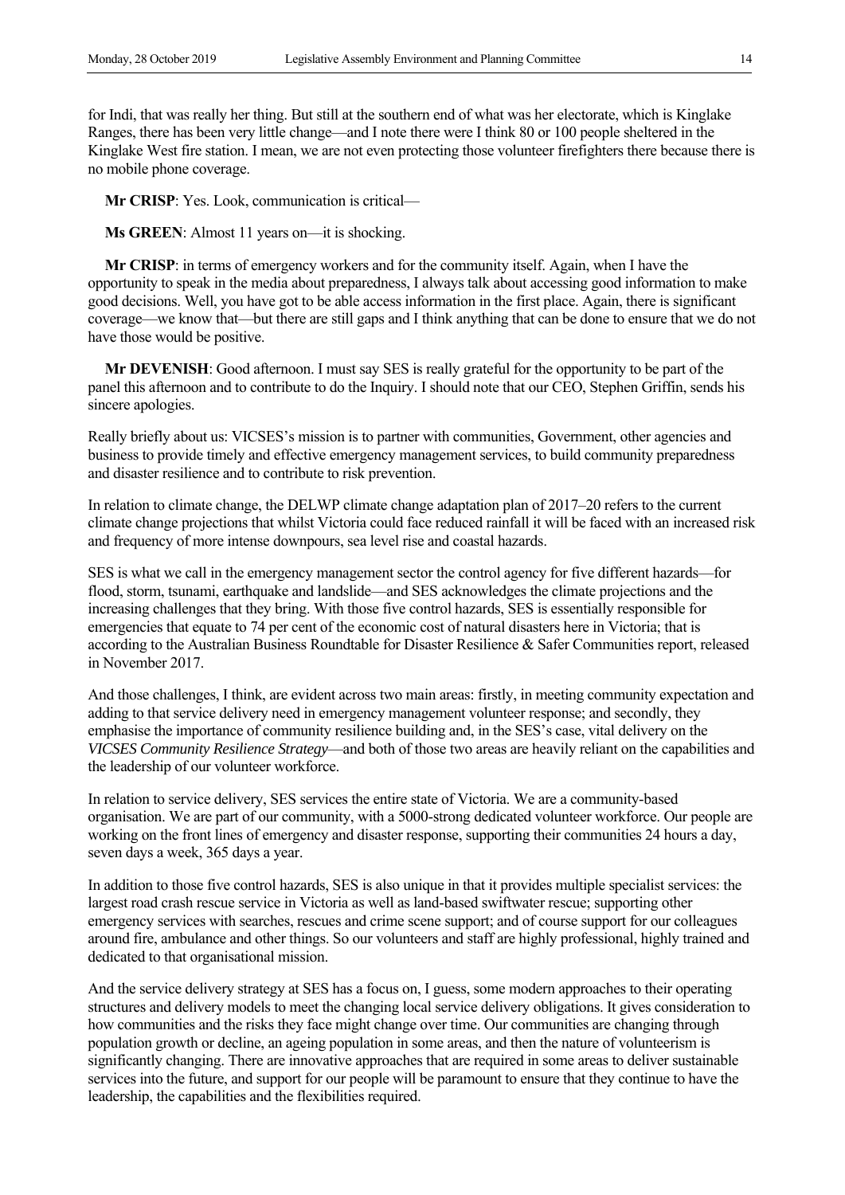for Indi, that was really her thing. But still at the southern end of what was her electorate, which is Kinglake Ranges, there has been very little change—and I note there were I think 80 or 100 people sheltered in the Kinglake West fire station. I mean, we are not even protecting those volunteer firefighters there because there is no mobile phone coverage.

**Mr CRISP**: Yes. Look, communication is critical—

**Ms GREEN**: Almost 11 years on—it is shocking.

**Mr CRISP**: in terms of emergency workers and for the community itself. Again, when I have the opportunity to speak in the media about preparedness, I always talk about accessing good information to make good decisions. Well, you have got to be able access information in the first place. Again, there is significant coverage—we know that—but there are still gaps and I think anything that can be done to ensure that we do not have those would be positive.

**Mr DEVENISH**: Good afternoon. I must say SES is really grateful for the opportunity to be part of the panel this afternoon and to contribute to do the Inquiry. I should note that our CEO, Stephen Griffin, sends his sincere apologies.

Really briefly about us: VICSES's mission is to partner with communities, Government, other agencies and business to provide timely and effective emergency management services, to build community preparedness and disaster resilience and to contribute to risk prevention.

In relation to climate change, the DELWP climate change adaptation plan of 2017–20 refers to the current climate change projections that whilst Victoria could face reduced rainfall it will be faced with an increased risk and frequency of more intense downpours, sea level rise and coastal hazards.

SES is what we call in the emergency management sector the control agency for five different hazards—for flood, storm, tsunami, earthquake and landslide—and SES acknowledges the climate projections and the increasing challenges that they bring. With those five control hazards, SES is essentially responsible for emergencies that equate to 74 per cent of the economic cost of natural disasters here in Victoria; that is according to the Australian Business Roundtable for Disaster Resilience & Safer Communities report, released in November 2017.

And those challenges, I think, are evident across two main areas: firstly, in meeting community expectation and adding to that service delivery need in emergency management volunteer response; and secondly, they emphasise the importance of community resilience building and, in the SES's case, vital delivery on the *VICSES Community Resilience Strategy*—and both of those two areas are heavily reliant on the capabilities and the leadership of our volunteer workforce.

In relation to service delivery, SES services the entire state of Victoria. We are a community-based organisation. We are part of our community, with a 5000-strong dedicated volunteer workforce. Our people are working on the front lines of emergency and disaster response, supporting their communities 24 hours a day, seven days a week, 365 days a year.

In addition to those five control hazards, SES is also unique in that it provides multiple specialist services: the largest road crash rescue service in Victoria as well as land-based swiftwater rescue; supporting other emergency services with searches, rescues and crime scene support; and of course support for our colleagues around fire, ambulance and other things. So our volunteers and staff are highly professional, highly trained and dedicated to that organisational mission.

And the service delivery strategy at SES has a focus on, I guess, some modern approaches to their operating structures and delivery models to meet the changing local service delivery obligations. It gives consideration to how communities and the risks they face might change over time. Our communities are changing through population growth or decline, an ageing population in some areas, and then the nature of volunteerism is significantly changing. There are innovative approaches that are required in some areas to deliver sustainable services into the future, and support for our people will be paramount to ensure that they continue to have the leadership, the capabilities and the flexibilities required.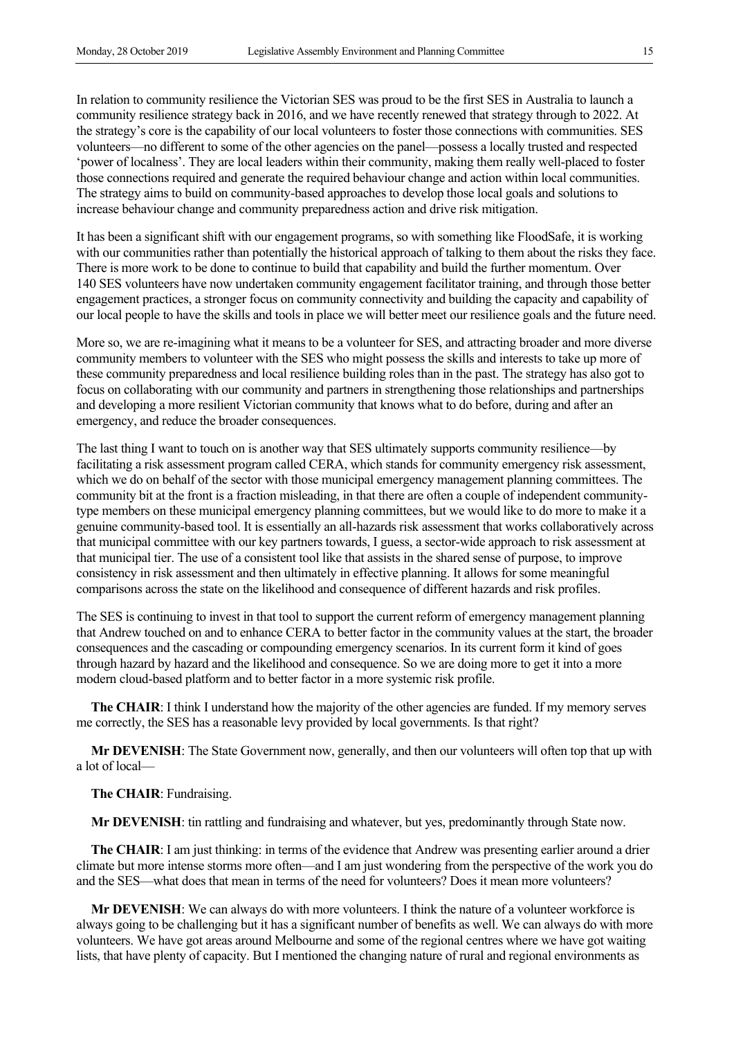In relation to community resilience the Victorian SES was proud to be the first SES in Australia to launch a community resilience strategy back in 2016, and we have recently renewed that strategy through to 2022. At the strategy's core is the capability of our local volunteers to foster those connections with communities. SES volunteers—no different to some of the other agencies on the panel—possess a locally trusted and respected 'power of localness'. They are local leaders within their community, making them really well-placed to foster those connections required and generate the required behaviour change and action within local communities. The strategy aims to build on community-based approaches to develop those local goals and solutions to increase behaviour change and community preparedness action and drive risk mitigation.

It has been a significant shift with our engagement programs, so with something like FloodSafe, it is working with our communities rather than potentially the historical approach of talking to them about the risks they face. There is more work to be done to continue to build that capability and build the further momentum. Over 140 SES volunteers have now undertaken community engagement facilitator training, and through those better engagement practices, a stronger focus on community connectivity and building the capacity and capability of our local people to have the skills and tools in place we will better meet our resilience goals and the future need.

More so, we are re-imagining what it means to be a volunteer for SES, and attracting broader and more diverse community members to volunteer with the SES who might possess the skills and interests to take up more of these community preparedness and local resilience building roles than in the past. The strategy has also got to focus on collaborating with our community and partners in strengthening those relationships and partnerships and developing a more resilient Victorian community that knows what to do before, during and after an emergency, and reduce the broader consequences.

The last thing I want to touch on is another way that SES ultimately supports community resilience—by facilitating a risk assessment program called CERA, which stands for community emergency risk assessment, which we do on behalf of the sector with those municipal emergency management planning committees. The community bit at the front is a fraction misleading, in that there are often a couple of independent community-type members on these municipal emergency planning committees, but we would like to do more to make it a genuine community-based tool. It is essentially an all-hazards risk assessment that works collaboratively across that municipal committee with our key partners towards, I guess, a sector-wide approach to risk assessment at that municipal tier. The use of a consistent tool like that assists in the shared sense of purpose, to improve consistency in risk assessment and then ultimately in effective planning. It allows for some meaningful comparisons across the state on the likelihood and consequence of different hazards and risk profiles.

The SES is continuing to invest in that tool to support the current reform of emergency management planning that Andrew touched on and to enhance CERA to better factor in the community values at the start, the broader consequences and the cascading or compounding emergency scenarios. In its current form it kind of goes through hazard by hazard and the likelihood and consequence. So we are doing more to get it into a more modern cloud-based platform and to better factor in a more systemic risk profile.

**The CHAIR**: I think I understand how the majority of the other agencies are funded. If my memory serves me correctly, the SES has a reasonable levy provided by local governments. Is that right?

**Mr DEVENISH**: The State Government now, generally, and then our volunteers will often top that up with a lot of local—

**The CHAIR**: Fundraising.

**Mr DEVENISH**: tin rattling and fundraising and whatever, but yes, predominantly through State now.

**The CHAIR**: I am just thinking: in terms of the evidence that Andrew was presenting earlier around a drier climate but more intense storms more often—and I am just wondering from the perspective of the work you do and the SES—what does that mean in terms of the need for volunteers? Does it mean more volunteers?

**Mr DEVENISH**: We can always do with more volunteers. I think the nature of a volunteer workforce is always going to be challenging but it has a significant number of benefits as well. We can always do with more volunteers. We have got areas around Melbourne and some of the regional centres where we have got waiting lists, that have plenty of capacity. But I mentioned the changing nature of rural and regional environments as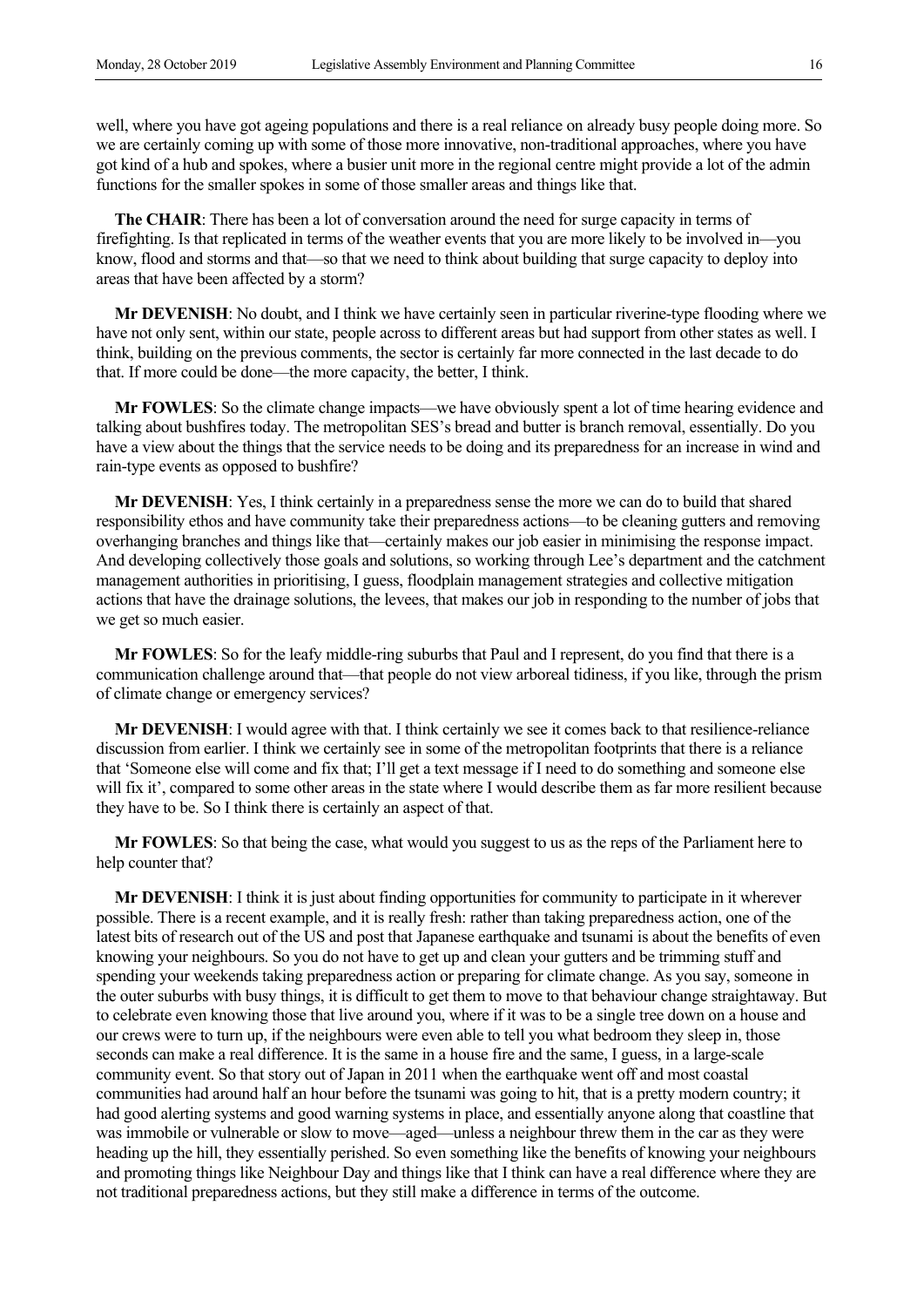well, where you have got ageing populations and there is a real reliance on already busy people doing more. So we are certainly coming up with some of those more innovative, non-traditional approaches, where you have got kind of a hub and spokes, where a busier unit more in the regional centre might provide a lot of the admin functions for the smaller spokes in some of those smaller areas and things like that.

**The CHAIR**: There has been a lot of conversation around the need for surge capacity in terms of firefighting. Is that replicated in terms of the weather events that you are more likely to be involved in—you know, flood and storms and that—so that we need to think about building that surge capacity to deploy into areas that have been affected by a storm?

**Mr DEVENISH**: No doubt, and I think we have certainly seen in particular riverine-type flooding where we have not only sent, within our state, people across to different areas but had support from other states as well. I think, building on the previous comments, the sector is certainly far more connected in the last decade to do that. If more could be done—the more capacity, the better, I think.

**Mr FOWLES**: So the climate change impacts—we have obviously spent a lot of time hearing evidence and talking about bushfires today. The metropolitan SES's bread and butter is branch removal, essentially. Do you have a view about the things that the service needs to be doing and its preparedness for an increase in wind and rain-type events as opposed to bushfire?

**Mr DEVENISH**: Yes, I think certainly in a preparedness sense the more we can do to build that shared responsibility ethos and have community take their preparedness actions—to be cleaning gutters and removing overhanging branches and things like that—certainly makes our job easier in minimising the response impact. And developing collectively those goals and solutions, so working through Lee's department and the catchment management authorities in prioritising, I guess, floodplain management strategies and collective mitigation actions that have the drainage solutions, the levees, that makes our job in responding to the number of jobs that we get so much easier.

**Mr FOWLES**: So for the leafy middle-ring suburbs that Paul and I represent, do you find that there is a communication challenge around that—that people do not view arboreal tidiness, if you like, through the prism of climate change or emergency services?

**Mr DEVENISH**: I would agree with that. I think certainly we see it comes back to that resilience-reliance discussion from earlier. I think we certainly see in some of the metropolitan footprints that there is a reliance that 'Someone else will come and fix that; I'll get a text message if I need to do something and someone else will fix it', compared to some other areas in the state where I would describe them as far more resilient because they have to be. So I think there is certainly an aspect of that.

**Mr FOWLES**: So that being the case, what would you suggest to us as the reps of the Parliament here to help counter that?

**Mr DEVENISH**: I think it is just about finding opportunities for community to participate in it wherever possible. There is a recent example, and it is really fresh: rather than taking preparedness action, one of the latest bits of research out of the US and post that Japanese earthquake and tsunami is about the benefits of even knowing your neighbours. So you do not have to get up and clean your gutters and be trimming stuff and spending your weekends taking preparedness action or preparing for climate change. As you say, someone in the outer suburbs with busy things, it is difficult to get them to move to that behaviour change straightaway. But to celebrate even knowing those that live around you, where if it was to be a single tree down on a house and our crews were to turn up, if the neighbours were even able to tell you what bedroom they sleep in, those seconds can make a real difference. It is the same in a house fire and the same, I guess, in a large-scale community event. So that story out of Japan in 2011 when the earthquake went off and most coastal communities had around half an hour before the tsunami was going to hit, that is a pretty modern country; it had good alerting systems and good warning systems in place, and essentially anyone along that coastline that was immobile or vulnerable or slow to move—aged—unless a neighbour threw them in the car as they were heading up the hill, they essentially perished. So even something like the benefits of knowing your neighbours and promoting things like Neighbour Day and things like that I think can have a real difference where they are not traditional preparedness actions, but they still make a difference in terms of the outcome.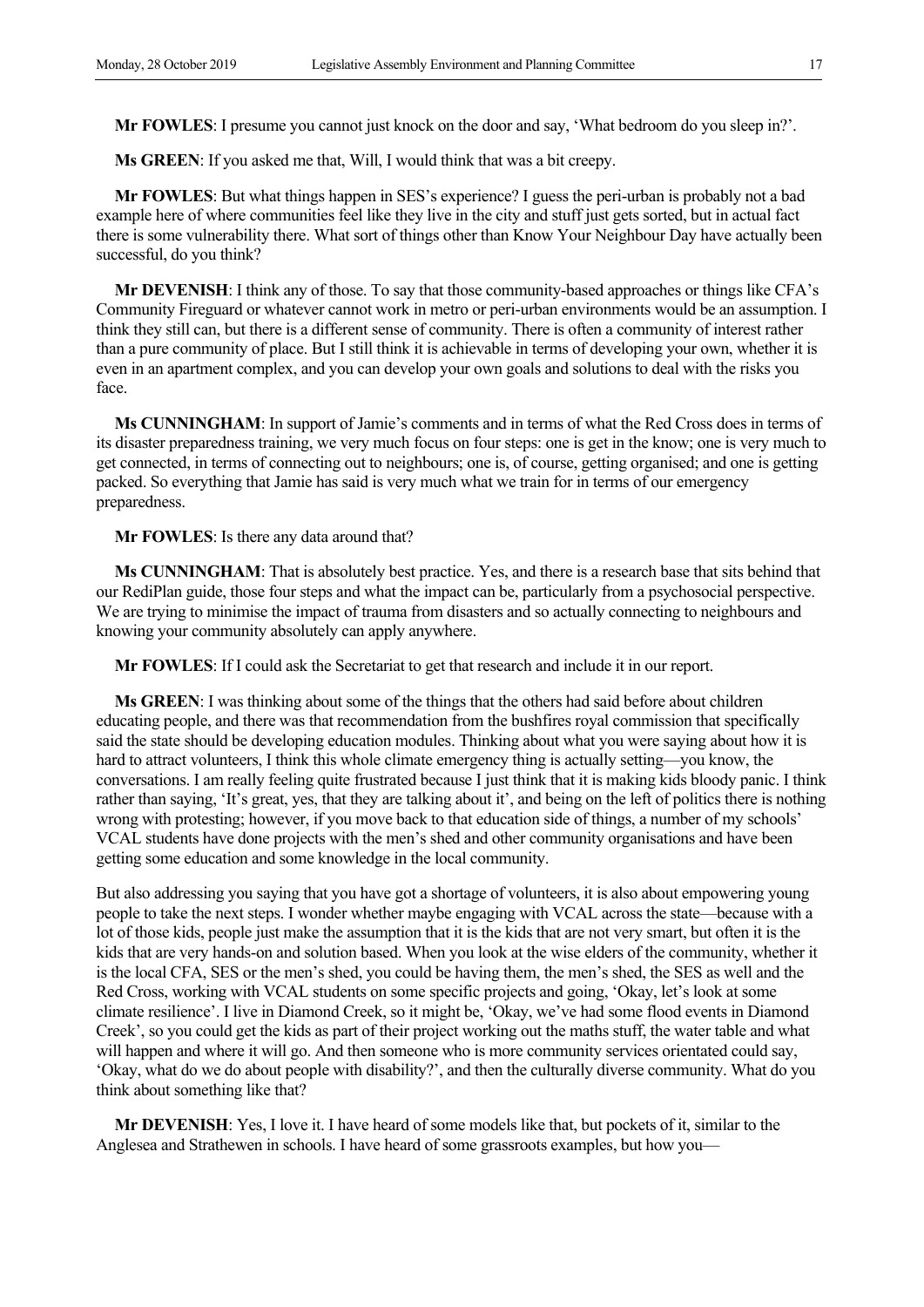**Mr FOWLES**: I presume you cannot just knock on the door and say, 'What bedroom do you sleep in?'.

**Ms GREEN**: If you asked me that, Will, I would think that was a bit creepy.

**Mr FOWLES**: But what things happen in SES's experience? I guess the peri-urban is probably not a bad example here of where communities feel like they live in the city and stuff just gets sorted, but in actual fact there is some vulnerability there. What sort of things other than Know Your Neighbour Day have actually been successful, do you think?

**Mr DEVENISH**: I think any of those. To say that those community-based approaches or things like CFA's Community Fireguard or whatever cannot work in metro or peri-urban environments would be an assumption. I think they still can, but there is a different sense of community. There is often a community of interest rather than a pure community of place. But I still think it is achievable in terms of developing your own, whether it is even in an apartment complex, and you can develop your own goals and solutions to deal with the risks you face.

**Ms CUNNINGHAM**: In support of Jamie's comments and in terms of what the Red Cross does in terms of its disaster preparedness training, we very much focus on four steps: one is get in the know; one is very much to get connected, in terms of connecting out to neighbours; one is, of course, getting organised; and one is getting packed. So everything that Jamie has said is very much what we train for in terms of our emergency preparedness.

**Mr FOWLES**: Is there any data around that?

**Ms CUNNINGHAM**: That is absolutely best practice. Yes, and there is a research base that sits behind that our RediPlan guide, those four steps and what the impact can be, particularly from a psychosocial perspective. We are trying to minimise the impact of trauma from disasters and so actually connecting to neighbours and knowing your community absolutely can apply anywhere.

**Mr FOWLES**: If I could ask the Secretariat to get that research and include it in our report.

**Ms GREEN**: I was thinking about some of the things that the others had said before about children educating people, and there was that recommendation from the bushfires royal commission that specifically said the state should be developing education modules. Thinking about what you were saying about how it is hard to attract volunteers, I think this whole climate emergency thing is actually setting—you know, the conversations. I am really feeling quite frustrated because I just think that it is making kids bloody panic. I think rather than saying, 'It's great, yes, that they are talking about it', and being on the left of politics there is nothing wrong with protesting; however, if you move back to that education side of things, a number of my schools' VCAL students have done projects with the men's shed and other community organisations and have been getting some education and some knowledge in the local community.

But also addressing you saying that you have got a shortage of volunteers, it is also about empowering young people to take the next steps. I wonder whether maybe engaging with VCAL across the state—because with a lot of those kids, people just make the assumption that it is the kids that are not very smart, but often it is the kids that are very hands-on and solution based. When you look at the wise elders of the community, whether it is the local CFA, SES or the men's shed, you could be having them, the men's shed, the SES as well and the Red Cross, working with VCAL students on some specific projects and going, 'Okay, let's look at some climate resilience'. I live in Diamond Creek, so it might be, 'Okay, we've had some flood events in Diamond Creek', so you could get the kids as part of their project working out the maths stuff, the water table and what will happen and where it will go. And then someone who is more community services orientated could say, 'Okay, what do we do about people with disability?', and then the culturally diverse community. What do you think about something like that?

**Mr DEVENISH**: Yes, I love it. I have heard of some models like that, but pockets of it, similar to the Anglesea and Strathewen in schools. I have heard of some grassroots examples, but how you—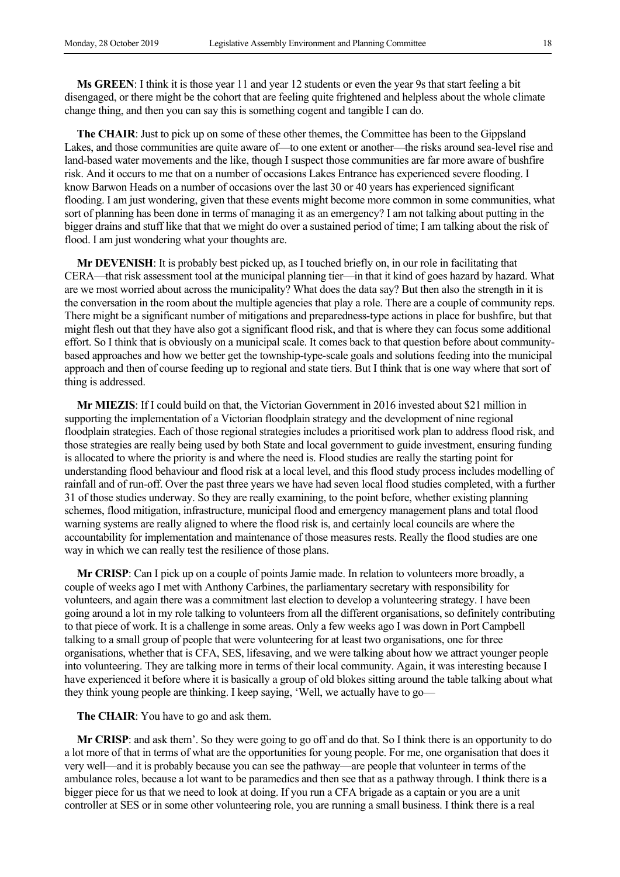**Ms GREEN**: I think it is those year 11 and year 12 students or even the year 9s that start feeling a bit disengaged, or there might be the cohort that are feeling quite frightened and helpless about the whole climate change thing, and then you can say this is something cogent and tangible I can do.

**The CHAIR**: Just to pick up on some of these other themes, the Committee has been to the Gippsland Lakes, and those communities are quite aware of—to one extent or another—the risks around sea-level rise and land-based water movements and the like, though I suspect those communities are far more aware of bushfire risk. And it occurs to me that on a number of occasions Lakes Entrance has experienced severe flooding. I know Barwon Heads on a number of occasions over the last 30 or 40 years has experienced significant flooding. I am just wondering, given that these events might become more common in some communities, what sort of planning has been done in terms of managing it as an emergency? I am not talking about putting in the bigger drains and stuff like that that we might do over a sustained period of time; I am talking about the risk of flood. I am just wondering what your thoughts are.

**Mr DEVENISH**: It is probably best picked up, as I touched briefly on, in our role in facilitating that CERA—that risk assessment tool at the municipal planning tier—in that it kind of goes hazard by hazard. What are we most worried about across the municipality? What does the data say? But then also the strength in it is the conversation in the room about the multiple agencies that play a role. There are a couple of community reps. There might be a significant number of mitigations and preparedness-type actions in place for bushfire, but that might flesh out that they have also got a significant flood risk, and that is where they can focus some additional effort. So I think that is obviously on a municipal scale. It comes back to that question before about community-based approaches and how we better get the township-type-scale goals and solutions feeding into the municipal approach and then of course feeding up to regional and state tiers. But I think that is one way where that sort of thing is addressed.

**Mr MIEZIS**: If I could build on that, the Victorian Government in 2016 invested about $21 million in supporting the implementation of a Victorian floodplain strategy and the development of nine regional floodplain strategies. Each of those regional strategies includes a prioritised work plan to address flood risk, and those strategies are really being used by both State and local government to guide investment, ensuring funding is allocated to where the priority is and where the need is. Flood studies are really the starting point for understanding flood behaviour and flood risk at a local level, and this flood study process includes modelling of rainfall and of run-off. Over the past three years we have had seven local flood studies completed, with a further 31 of those studies underway. So they are really examining, to the point before, whether existing planning schemes, flood mitigation, infrastructure, municipal flood and emergency management plans and total flood warning systems are really aligned to where the flood risk is, and certainly local councils are where the accountability for implementation and maintenance of those measures rests. Really the flood studies are one way in which we can really test the resilience of those plans.

**Mr CRISP**: Can I pick up on a couple of points Jamie made. In relation to volunteers more broadly, a couple of weeks ago I met with Anthony Carbines, the parliamentary secretary with responsibility for volunteers, and again there was a commitment last election to develop a volunteering strategy. I have been going around a lot in my role talking to volunteers from all the different organisations, so definitely contributing to that piece of work. It is a challenge in some areas. Only a few weeks ago I was down in Port Campbell talking to a small group of people that were volunteering for at least two organisations, one for three organisations, whether that is CFA, SES, lifesaving, and we were talking about how we attract younger people into volunteering. They are talking more in terms of their local community. Again, it was interesting because I have experienced it before where it is basically a group of old blokes sitting around the table talking about what they think young people are thinking. I keep saying, 'Well, we actually have to go—

**The CHAIR**: You have to go and ask them.

**Mr CRISP**: and ask them'. So they were going to go off and do that. So I think there is an opportunity to do a lot more of that in terms of what are the opportunities for young people. For me, one organisation that does it very well—and it is probably because you can see the pathway—are people that volunteer in terms of the ambulance roles, because a lot want to be paramedics and then see that as a pathway through. I think there is a bigger piece for us that we need to look at doing. If you run a CFA brigade as a captain or you are a unit controller at SES or in some other volunteering role, you are running a small business. I think there is a real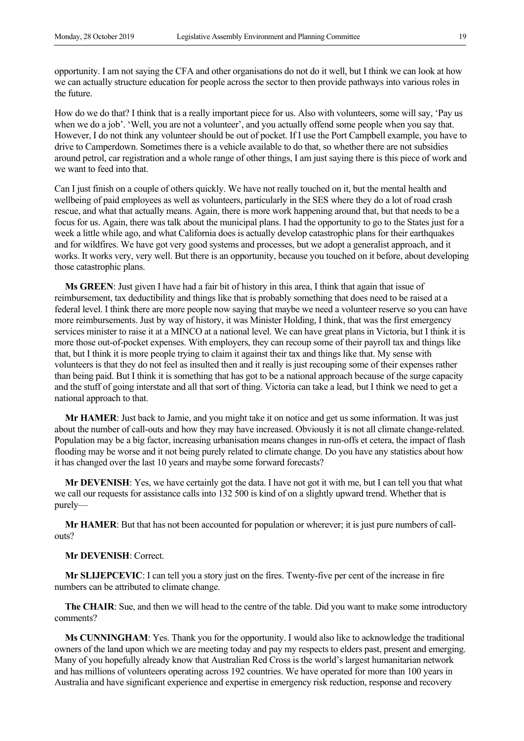opportunity. I am not saying the CFA and other organisations do not do it well, but I think we can look at how we can actually structure education for people across the sector to then provide pathways into various roles in the future.

How do we do that? I think that is a really important piece for us. Also with volunteers, some will say, 'Pay us when we do a job'. 'Well, you are not a volunteer', and you actually offend some people when you say that. However, I do not think any volunteer should be out of pocket. If I use the Port Campbell example, you have to drive to Camperdown. Sometimes there is a vehicle available to do that, so whether there are not subsidies around petrol, car registration and a whole range of other things, I am just saying there is this piece of work and we want to feed into that.

Can I just finish on a couple of others quickly. We have not really touched on it, but the mental health and wellbeing of paid employees as well as volunteers, particularly in the SES where they do a lot of road crash rescue, and what that actually means. Again, there is more work happening around that, but that needs to be a focus for us. Again, there was talk about the municipal plans. I had the opportunity to go to the States just for a week a little while ago, and what California does is actually develop catastrophic plans for their earthquakes and for wildfires. We have got very good systems and processes, but we adopt a generalist approach, and it works. It works very, very well. But there is an opportunity, because you touched on it before, about developing those catastrophic plans.

**Ms GREEN**: Just given I have had a fair bit of history in this area, I think that again that issue of reimbursement, tax deductibility and things like that is probably something that does need to be raised at a federal level. I think there are more people now saying that maybe we need a volunteer reserve so you can have more reimbursements. Just by way of history, it was Minister Holding, I think, that was the first emergency services minister to raise it at a MINCO at a national level. We can have great plans in Victoria, but I think it is more those out-of-pocket expenses. With employers, they can recoup some of their payroll tax and things like that, but I think it is more people trying to claim it against their tax and things like that. My sense with volunteers is that they do not feel as insulted then and it really is just recouping some of their expenses rather than being paid. But I think it is something that has got to be a national approach because of the surge capacity and the stuff of going interstate and all that sort of thing. Victoria can take a lead, but I think we need to get a national approach to that.

**Mr HAMER**: Just back to Jamie, and you might take it on notice and get us some information. It was just about the number of call-outs and how they may have increased. Obviously it is not all climate change-related. Population may be a big factor, increasing urbanisation means changes in run-offs et cetera, the impact of flash flooding may be worse and it not being purely related to climate change. Do you have any statistics about how it has changed over the last 10 years and maybe some forward forecasts?

**Mr DEVENISH**: Yes, we have certainly got the data. I have not got it with me, but I can tell you that what we call our requests for assistance calls into 132 500 is kind of on a slightly upward trend. Whether that is purely—

**Mr HAMER**: But that has not been accounted for population or wherever; it is just pure numbers of call-outs?

**Mr DEVENISH**: Correct.

**Mr SLIJEPCEVIC**: I can tell you a story just on the fires. Twenty-five per cent of the increase in fire numbers can be attributed to climate change.

**The CHAIR**: Sue, and then we will head to the centre of the table. Did you want to make some introductory comments?

**Ms CUNNINGHAM**: Yes. Thank you for the opportunity. I would also like to acknowledge the traditional owners of the land upon which we are meeting today and pay my respects to elders past, present and emerging. Many of you hopefully already know that Australian Red Cross is the world's largest humanitarian network and has millions of volunteers operating across 192 countries. We have operated for more than 100 years in Australia and have significant experience and expertise in emergency risk reduction, response and recovery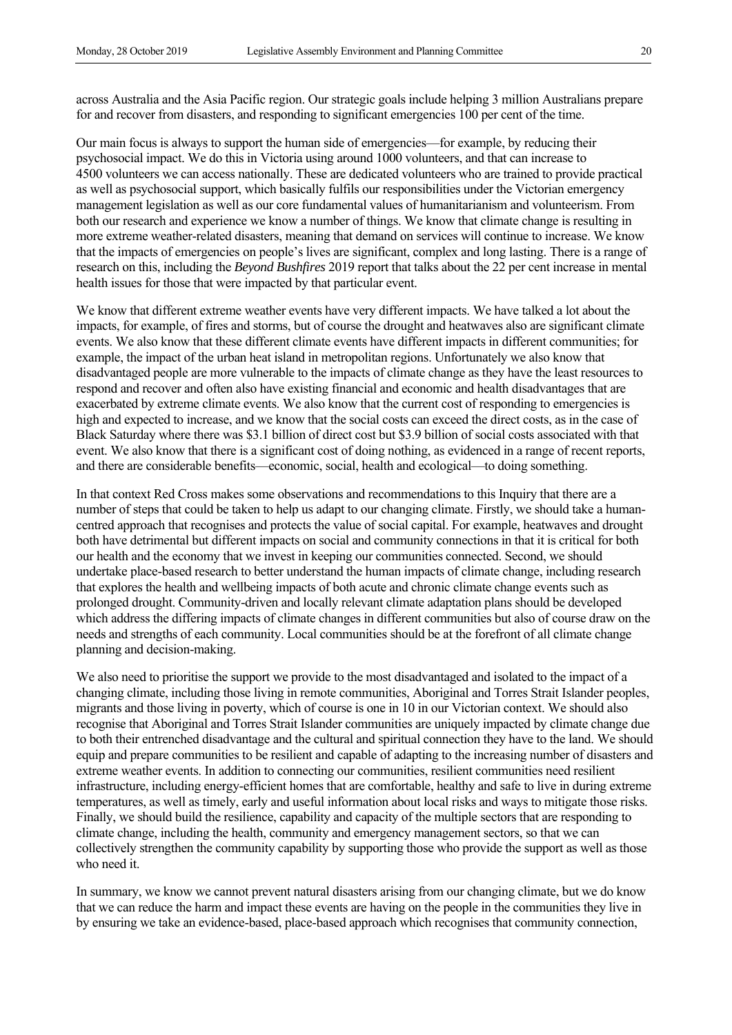across Australia and the Asia Pacific region. Our strategic goals include helping 3 million Australians prepare for and recover from disasters, and responding to significant emergencies 100 per cent of the time.

Our main focus is always to support the human side of emergencies—for example, by reducing their psychosocial impact. We do this in Victoria using around 1000 volunteers, and that can increase to 4500 volunteers we can access nationally. These are dedicated volunteers who are trained to provide practical as well as psychosocial support, which basically fulfils our responsibilities under the Victorian emergency management legislation as well as our core fundamental values of humanitarianism and volunteerism. From both our research and experience we know a number of things. We know that climate change is resulting in more extreme weather-related disasters, meaning that demand on services will continue to increase. We know that the impacts of emergencies on people's lives are significant, complex and long lasting. There is a range of research on this, including the *Beyond Bushfires* 2019 report that talks about the 22 per cent increase in mental health issues for those that were impacted by that particular event.

We know that different extreme weather events have very different impacts. We have talked a lot about the impacts, for example, of fires and storms, but of course the drought and heatwaves also are significant climate events. We also know that these different climate events have different impacts in different communities; for example, the impact of the urban heat island in metropolitan regions. Unfortunately we also know that disadvantaged people are more vulnerable to the impacts of climate change as they have the least resources to respond and recover and often also have existing financial and economic and health disadvantages that are exacerbated by extreme climate events. We also know that the current cost of responding to emergencies is high and expected to increase, and we know that the social costs can exceed the direct costs, as in the case of Black Saturday where there was $3.1 billion of direct cost but $3.9 billion of social costs associated with that event. We also know that there is a significant cost of doing nothing, as evidenced in a range of recent reports, and there are considerable benefits—economic, social, health and ecological—to doing something.

In that context Red Cross makes some observations and recommendations to this Inquiry that there are a number of steps that could be taken to help us adapt to our changing climate. Firstly, we should take a human-centred approach that recognises and protects the value of social capital. For example, heatwaves and drought both have detrimental but different impacts on social and community connections in that it is critical for both our health and the economy that we invest in keeping our communities connected. Second, we should undertake place-based research to better understand the human impacts of climate change, including research that explores the health and wellbeing impacts of both acute and chronic climate change events such as prolonged drought. Community-driven and locally relevant climate adaptation plans should be developed which address the differing impacts of climate changes in different communities but also of course draw on the needs and strengths of each community. Local communities should be at the forefront of all climate change planning and decision-making.

We also need to prioritise the support we provide to the most disadvantaged and isolated to the impact of a changing climate, including those living in remote communities, Aboriginal and Torres Strait Islander peoples, migrants and those living in poverty, which of course is one in 10 in our Victorian context. We should also recognise that Aboriginal and Torres Strait Islander communities are uniquely impacted by climate change due to both their entrenched disadvantage and the cultural and spiritual connection they have to the land. We should equip and prepare communities to be resilient and capable of adapting to the increasing number of disasters and extreme weather events. In addition to connecting our communities, resilient communities need resilient infrastructure, including energy-efficient homes that are comfortable, healthy and safe to live in during extreme temperatures, as well as timely, early and useful information about local risks and ways to mitigate those risks. Finally, we should build the resilience, capability and capacity of the multiple sectors that are responding to climate change, including the health, community and emergency management sectors, so that we can collectively strengthen the community capability by supporting those who provide the support as well as those who need it.

In summary, we know we cannot prevent natural disasters arising from our changing climate, but we do know that we can reduce the harm and impact these events are having on the people in the communities they live in by ensuring we take an evidence-based, place-based approach which recognises that community connection,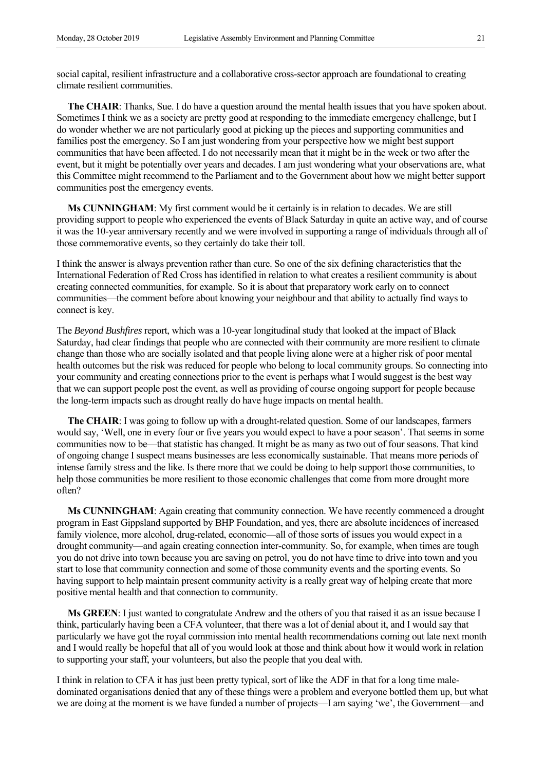social capital, resilient infrastructure and a collaborative cross-sector approach are foundational to creating climate resilient communities.

**The CHAIR**: Thanks, Sue. I do have a question around the mental health issues that you have spoken about. Sometimes I think we as a society are pretty good at responding to the immediate emergency challenge, but I do wonder whether we are not particularly good at picking up the pieces and supporting communities and families post the emergency. So I am just wondering from your perspective how we might best support communities that have been affected. I do not necessarily mean that it might be in the week or two after the event, but it might be potentially over years and decades. I am just wondering what your observations are, what this Committee might recommend to the Parliament and to the Government about how we might better support communities post the emergency events.

**Ms CUNNINGHAM**: My first comment would be it certainly is in relation to decades. We are still providing support to people who experienced the events of Black Saturday in quite an active way, and of course it was the 10-year anniversary recently and we were involved in supporting a range of individuals through all of those commemorative events, so they certainly do take their toll.

I think the answer is always prevention rather than cure. So one of the six defining characteristics that the International Federation of Red Cross has identified in relation to what creates a resilient community is about creating connected communities, for example. So it is about that preparatory work early on to connect communities—the comment before about knowing your neighbour and that ability to actually find ways to connect is key.

The *Beyond Bushfires* report, which was a 10-year longitudinal study that looked at the impact of Black Saturday, had clear findings that people who are connected with their community are more resilient to climate change than those who are socially isolated and that people living alone were at a higher risk of poor mental health outcomes but the risk was reduced for people who belong to local community groups. So connecting into your community and creating connections prior to the event is perhaps what I would suggest is the best way that we can support people post the event, as well as providing of course ongoing support for people because the long-term impacts such as drought really do have huge impacts on mental health.

**The CHAIR**: I was going to follow up with a drought-related question. Some of our landscapes, farmers would say, 'Well, one in every four or five years you would expect to have a poor season'. That seems in some communities now to be—that statistic has changed. It might be as many as two out of four seasons. That kind of ongoing change I suspect means businesses are less economically sustainable. That means more periods of intense family stress and the like. Is there more that we could be doing to help support those communities, to help those communities be more resilient to those economic challenges that come from more drought more often?

**Ms CUNNINGHAM**: Again creating that community connection. We have recently commenced a drought program in East Gippsland supported by BHP Foundation, and yes, there are absolute incidences of increased family violence, more alcohol, drug-related, economic—all of those sorts of issues you would expect in a drought community—and again creating connection inter-community. So, for example, when times are tough you do not drive into town because you are saving on petrol, you do not have time to drive into town and you start to lose that community connection and some of those community events and the sporting events. So having support to help maintain present community activity is a really great way of helping create that more positive mental health and that connection to community.

**Ms GREEN**: I just wanted to congratulate Andrew and the others of you that raised it as an issue because I think, particularly having been a CFA volunteer, that there was a lot of denial about it, and I would say that particularly we have got the royal commission into mental health recommendations coming out late next month and I would really be hopeful that all of you would look at those and think about how it would work in relation to supporting your staff, your volunteers, but also the people that you deal with.

I think in relation to CFA it has just been pretty typical, sort of like the ADF in that for a long time male-dominated organisations denied that any of these things were a problem and everyone bottled them up, but what we are doing at the moment is we have funded a number of projects—I am saying 'we', the Government—and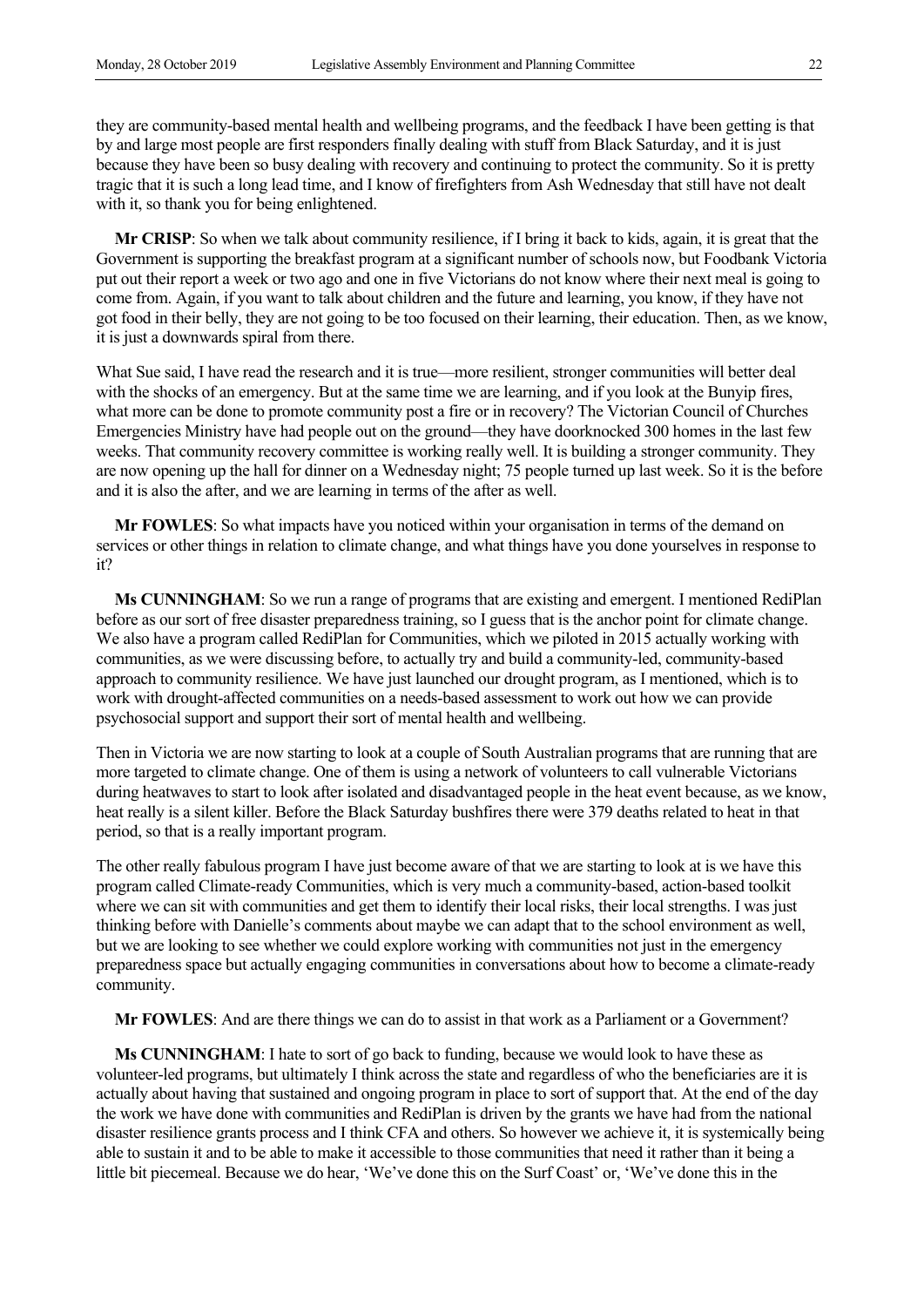they are community-based mental health and wellbeing programs, and the feedback I have been getting is that by and large most people are first responders finally dealing with stuff from Black Saturday, and it is just because they have been so busy dealing with recovery and continuing to protect the community. So it is pretty tragic that it is such a long lead time, and I know of firefighters from Ash Wednesday that still have not dealt with it, so thank you for being enlightened.

**Mr CRISP**: So when we talk about community resilience, if I bring it back to kids, again, it is great that the Government is supporting the breakfast program at a significant number of schools now, but Foodbank Victoria put out their report a week or two ago and one in five Victorians do not know where their next meal is going to come from. Again, if you want to talk about children and the future and learning, you know, if they have not got food in their belly, they are not going to be too focused on their learning, their education. Then, as we know, it is just a downwards spiral from there.

What Sue said, I have read the research and it is true—more resilient, stronger communities will better deal with the shocks of an emergency. But at the same time we are learning, and if you look at the Bunyip fires, what more can be done to promote community post a fire or in recovery? The Victorian Council of Churches Emergencies Ministry have had people out on the ground—they have doorknocked 300 homes in the last few weeks. That community recovery committee is working really well. It is building a stronger community. They are now opening up the hall for dinner on a Wednesday night; 75 people turned up last week. So it is the before and it is also the after, and we are learning in terms of the after as well.

**Mr FOWLES**: So what impacts have you noticed within your organisation in terms of the demand on services or other things in relation to climate change, and what things have you done yourselves in response to it?

**Ms CUNNINGHAM**: So we run a range of programs that are existing and emergent. I mentioned RediPlan before as our sort of free disaster preparedness training, so I guess that is the anchor point for climate change. We also have a program called RediPlan for Communities, which we piloted in 2015 actually working with communities, as we were discussing before, to actually try and build a community-led, community-based approach to community resilience. We have just launched our drought program, as I mentioned, which is to work with drought-affected communities on a needs-based assessment to work out how we can provide psychosocial support and support their sort of mental health and wellbeing.

Then in Victoria we are now starting to look at a couple of South Australian programs that are running that are more targeted to climate change. One of them is using a network of volunteers to call vulnerable Victorians during heatwaves to start to look after isolated and disadvantaged people in the heat event because, as we know, heat really is a silent killer. Before the Black Saturday bushfires there were 379 deaths related to heat in that period, so that is a really important program.

The other really fabulous program I have just become aware of that we are starting to look at is we have this program called Climate-ready Communities, which is very much a community-based, action-based toolkit where we can sit with communities and get them to identify their local risks, their local strengths. I was just thinking before with Danielle's comments about maybe we can adapt that to the school environment as well, but we are looking to see whether we could explore working with communities not just in the emergency preparedness space but actually engaging communities in conversations about how to become a climate-ready community.

**Mr FOWLES**: And are there things we can do to assist in that work as a Parliament or a Government?

**Ms CUNNINGHAM**: I hate to sort of go back to funding, because we would look to have these as volunteer-led programs, but ultimately I think across the state and regardless of who the beneficiaries are it is actually about having that sustained and ongoing program in place to sort of support that. At the end of the day the work we have done with communities and RediPlan is driven by the grants we have had from the national disaster resilience grants process and I think CFA and others. So however we achieve it, it is systemically being able to sustain it and to be able to make it accessible to those communities that need it rather than it being a little bit piecemeal. Because we do hear, 'We've done this on the Surf Coast' or, 'We've done this in the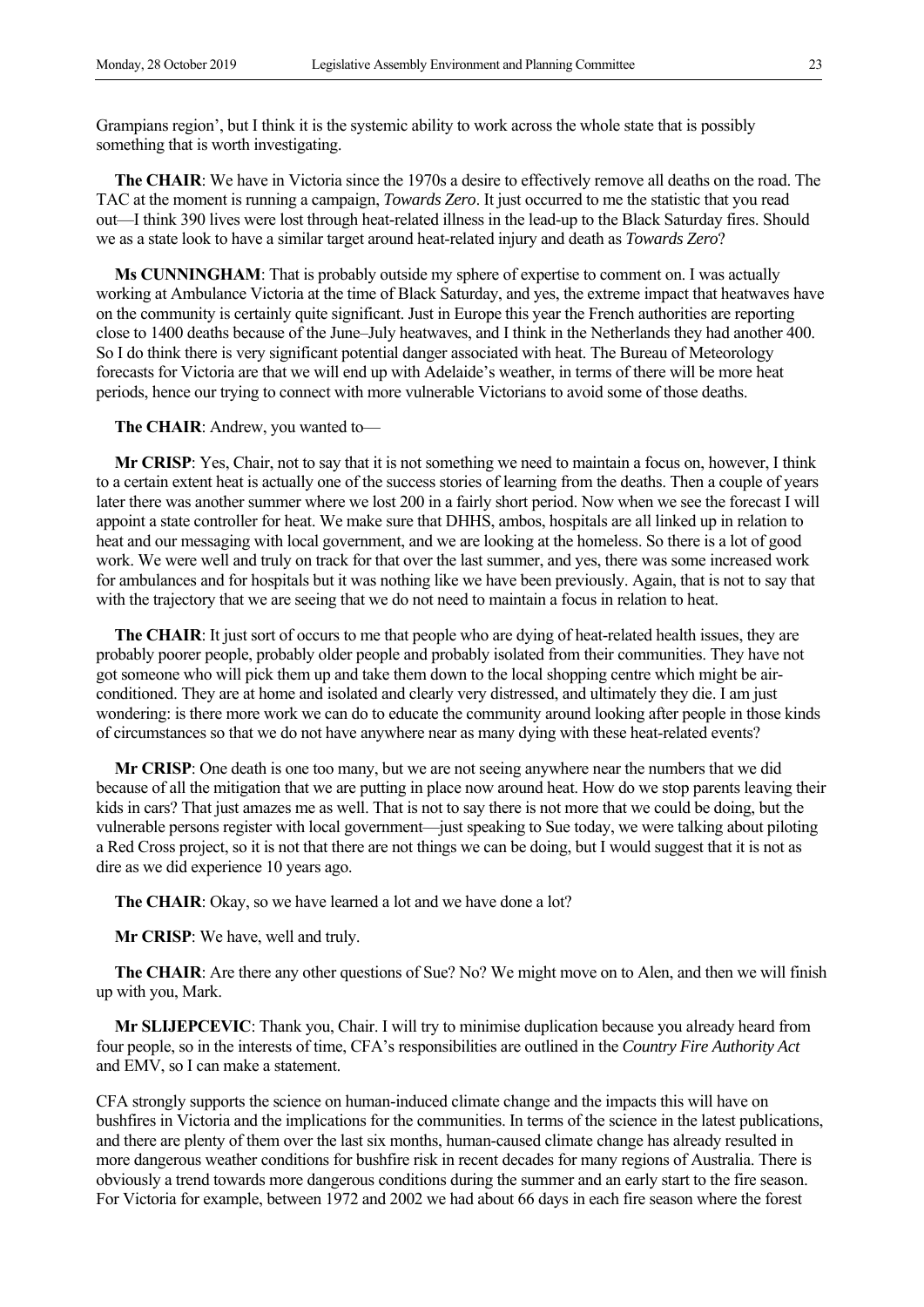Grampians region', but I think it is the systemic ability to work across the whole state that is possibly something that is worth investigating.

**The CHAIR**: We have in Victoria since the 1970s a desire to effectively remove all deaths on the road. The TAC at the moment is running a campaign, *Towards Zero*. It just occurred to me the statistic that you read out—I think 390 lives were lost through heat-related illness in the lead-up to the Black Saturday fires. Should we as a state look to have a similar target around heat-related injury and death as *Towards Zero*?

**Ms CUNNINGHAM**: That is probably outside my sphere of expertise to comment on. I was actually working at Ambulance Victoria at the time of Black Saturday, and yes, the extreme impact that heatwaves have on the community is certainly quite significant. Just in Europe this year the French authorities are reporting close to 1400 deaths because of the June–July heatwaves, and I think in the Netherlands they had another 400. So I do think there is very significant potential danger associated with heat. The Bureau of Meteorology forecasts for Victoria are that we will end up with Adelaide's weather, in terms of there will be more heat periods, hence our trying to connect with more vulnerable Victorians to avoid some of those deaths.

**The CHAIR**: Andrew, you wanted to—

**Mr CRISP**: Yes, Chair, not to say that it is not something we need to maintain a focus on, however, I think to a certain extent heat is actually one of the success stories of learning from the deaths. Then a couple of years later there was another summer where we lost 200 in a fairly short period. Now when we see the forecast I will appoint a state controller for heat. We make sure that DHHS, ambos, hospitals are all linked up in relation to heat and our messaging with local government, and we are looking at the homeless. So there is a lot of good work. We were well and truly on track for that over the last summer, and yes, there was some increased work for ambulances and for hospitals but it was nothing like we have been previously. Again, that is not to say that with the trajectory that we are seeing that we do not need to maintain a focus in relation to heat.

**The CHAIR**: It just sort of occurs to me that people who are dying of heat-related health issues, they are probably poorer people, probably older people and probably isolated from their communities. They have not got someone who will pick them up and take them down to the local shopping centre which might be air-conditioned. They are at home and isolated and clearly very distressed, and ultimately they die. I am just wondering: is there more work we can do to educate the community around looking after people in those kinds of circumstances so that we do not have anywhere near as many dying with these heat-related events?

**Mr CRISP**: One death is one too many, but we are not seeing anywhere near the numbers that we did because of all the mitigation that we are putting in place now around heat. How do we stop parents leaving their kids in cars? That just amazes me as well. That is not to say there is not more that we could be doing, but the vulnerable persons register with local government—just speaking to Sue today, we were talking about piloting a Red Cross project, so it is not that there are not things we can be doing, but I would suggest that it is not as dire as we did experience 10 years ago.

**The CHAIR**: Okay, so we have learned a lot and we have done a lot?

**Mr CRISP**: We have, well and truly.

**The CHAIR**: Are there any other questions of Sue? No? We might move on to Alen, and then we will finish up with you, Mark.

**Mr SLIJEPCEVIC**: Thank you, Chair. I will try to minimise duplication because you already heard from four people, so in the interests of time, CFA's responsibilities are outlined in the *Country Fire Authority Act* and EMV, so I can make a statement.

CFA strongly supports the science on human-induced climate change and the impacts this will have on bushfires in Victoria and the implications for the communities. In terms of the science in the latest publications, and there are plenty of them over the last six months, human-caused climate change has already resulted in more dangerous weather conditions for bushfire risk in recent decades for many regions of Australia. There is obviously a trend towards more dangerous conditions during the summer and an early start to the fire season. For Victoria for example, between 1972 and 2002 we had about 66 days in each fire season where the forest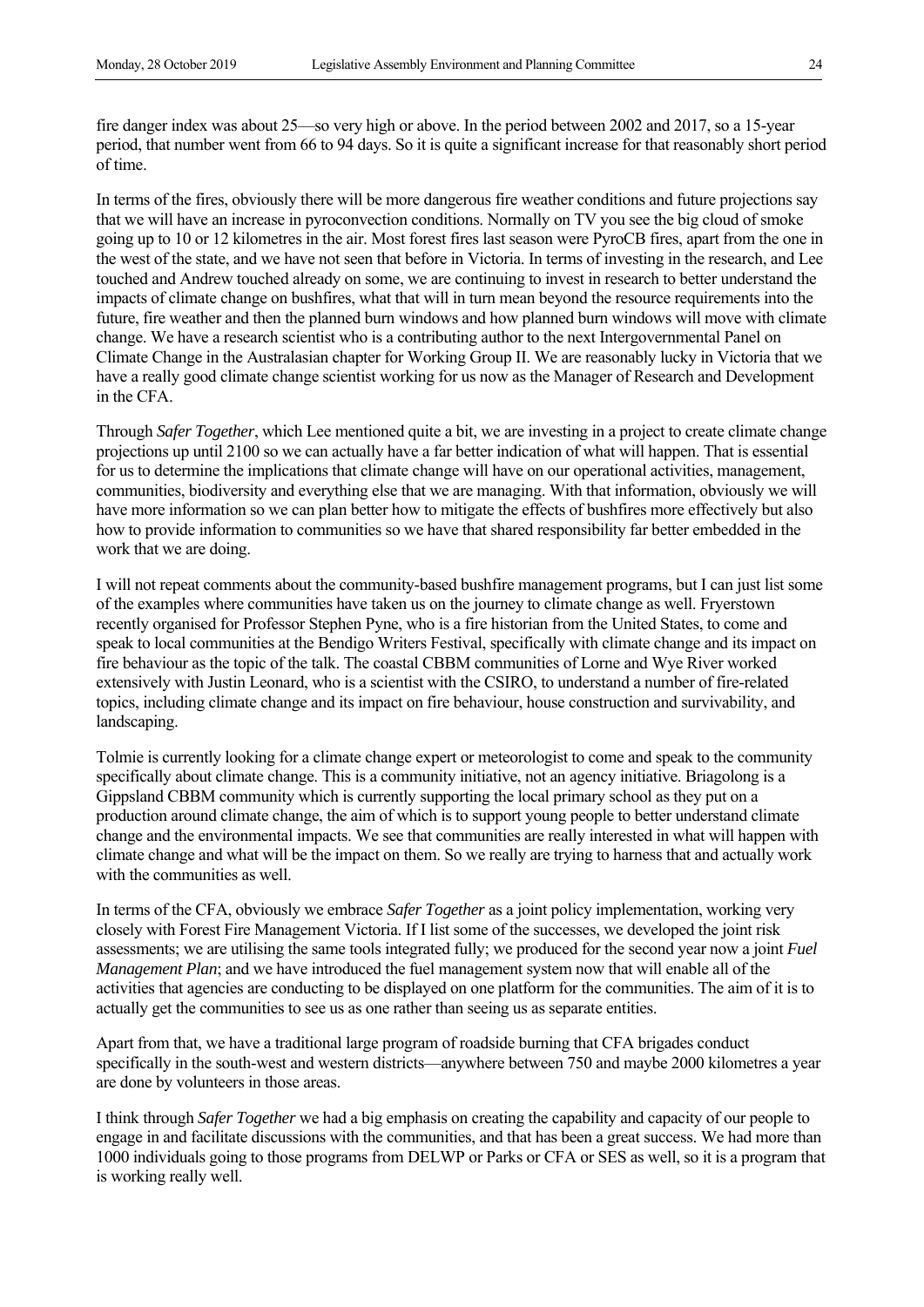fire danger index was about 25—so very high or above. In the period between 2002 and 2017, so a 15-year period, that number went from 66 to 94 days. So it is quite a significant increase for that reasonably short period of time.

In terms of the fires, obviously there will be more dangerous fire weather conditions and future projections say that we will have an increase in pyroconvection conditions. Normally on TV you see the big cloud of smoke going up to 10 or 12 kilometres in the air. Most forest fires last season were PyroCB fires, apart from the one in the west of the state, and we have not seen that before in Victoria. In terms of investing in the research, and Lee touched and Andrew touched already on some, we are continuing to invest in research to better understand the impacts of climate change on bushfires, what that will in turn mean beyond the resource requirements into the future, fire weather and then the planned burn windows and how planned burn windows will move with climate change. We have a research scientist who is a contributing author to the next Intergovernmental Panel on Climate Change in the Australasian chapter for Working Group II. We are reasonably lucky in Victoria that we have a really good climate change scientist working for us now as the Manager of Research and Development in the CFA.

Through *Safer Together*, which Lee mentioned quite a bit, we are investing in a project to create climate change projections up until 2100 so we can actually have a far better indication of what will happen. That is essential for us to determine the implications that climate change will have on our operational activities, management, communities, biodiversity and everything else that we are managing. With that information, obviously we will have more information so we can plan better how to mitigate the effects of bushfires more effectively but also how to provide information to communities so we have that shared responsibility far better embedded in the work that we are doing.

I will not repeat comments about the community-based bushfire management programs, but I can just list some of the examples where communities have taken us on the journey to climate change as well. Fryerstown recently organised for Professor Stephen Pyne, who is a fire historian from the United States, to come and speak to local communities at the Bendigo Writers Festival, specifically with climate change and its impact on fire behaviour as the topic of the talk. The coastal CBBM communities of Lorne and Wye River worked extensively with Justin Leonard, who is a scientist with the CSIRO, to understand a number of fire-related topics, including climate change and its impact on fire behaviour, house construction and survivability, and landscaping.

Tolmie is currently looking for a climate change expert or meteorologist to come and speak to the community specifically about climate change. This is a community initiative, not an agency initiative. Briagolong is a Gippsland CBBM community which is currently supporting the local primary school as they put on a production around climate change, the aim of which is to support young people to better understand climate change and the environmental impacts. We see that communities are really interested in what will happen with climate change and what will be the impact on them. So we really are trying to harness that and actually work with the communities as well.

In terms of the CFA, obviously we embrace *Safer Together* as a joint policy implementation, working very closely with Forest Fire Management Victoria. If I list some of the successes, we developed the joint risk assessments; we are utilising the same tools integrated fully; we produced for the second year now a joint *Fuel Management Plan*; and we have introduced the fuel management system now that will enable all of the activities that agencies are conducting to be displayed on one platform for the communities. The aim of it is to actually get the communities to see us as one rather than seeing us as separate entities.

Apart from that, we have a traditional large program of roadside burning that CFA brigades conduct specifically in the south-west and western districts—anywhere between 750 and maybe 2000 kilometres a year are done by volunteers in those areas.

I think through *Safer Together* we had a big emphasis on creating the capability and capacity of our people to engage in and facilitate discussions with the communities, and that has been a great success. We had more than 1000 individuals going to those programs from DELWP or Parks or CFA or SES as well, so it is a program that is working really well.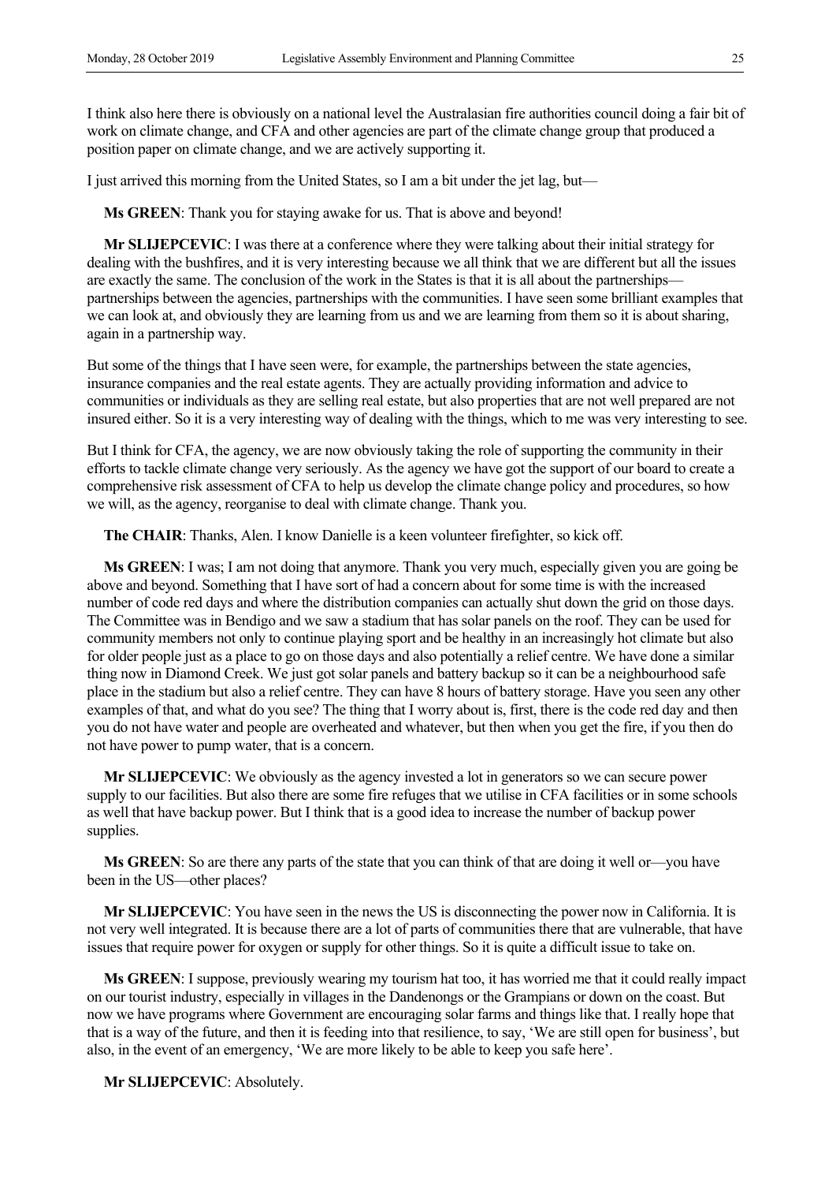I think also here there is obviously on a national level the Australasian fire authorities council doing a fair bit of work on climate change, and CFA and other agencies are part of the climate change group that produced a position paper on climate change, and we are actively supporting it.

I just arrived this morning from the United States, so I am a bit under the jet lag, but—

**Ms GREEN**: Thank you for staying awake for us. That is above and beyond!

**Mr SLIJEPCEVIC**: I was there at a conference where they were talking about their initial strategy for dealing with the bushfires, and it is very interesting because we all think that we are different but all the issues are exactly the same. The conclusion of the work in the States is that it is all about the partnerships—partnerships between the agencies, partnerships with the communities. I have seen some brilliant examples that we can look at, and obviously they are learning from us and we are learning from them so it is about sharing, again in a partnership way.

But some of the things that I have seen were, for example, the partnerships between the state agencies, insurance companies and the real estate agents. They are actually providing information and advice to communities or individuals as they are selling real estate, but also properties that are not well prepared are not insured either. So it is a very interesting way of dealing with the things, which to me was very interesting to see.

But I think for CFA, the agency, we are now obviously taking the role of supporting the community in their efforts to tackle climate change very seriously. As the agency we have got the support of our board to create a comprehensive risk assessment of CFA to help us develop the climate change policy and procedures, so how we will, as the agency, reorganise to deal with climate change. Thank you.

**The CHAIR**: Thanks, Alen. I know Danielle is a keen volunteer firefighter, so kick off.

**Ms GREEN**: I was; I am not doing that anymore. Thank you very much, especially given you are going be above and beyond. Something that I have sort of had a concern about for some time is with the increased number of code red days and where the distribution companies can actually shut down the grid on those days. The Committee was in Bendigo and we saw a stadium that has solar panels on the roof. They can be used for community members not only to continue playing sport and be healthy in an increasingly hot climate but also for older people just as a place to go on those days and also potentially a relief centre. We have done a similar thing now in Diamond Creek. We just got solar panels and battery backup so it can be a neighbourhood safe place in the stadium but also a relief centre. They can have 8 hours of battery storage. Have you seen any other examples of that, and what do you see? The thing that I worry about is, first, there is the code red day and then you do not have water and people are overheated and whatever, but then when you get the fire, if you then do not have power to pump water, that is a concern.

**Mr SLIJEPCEVIC**: We obviously as the agency invested a lot in generators so we can secure power supply to our facilities. But also there are some fire refuges that we utilise in CFA facilities or in some schools as well that have backup power. But I think that is a good idea to increase the number of backup power supplies.

**Ms GREEN**: So are there any parts of the state that you can think of that are doing it well or—you have been in the US—other places?

**Mr SLIJEPCEVIC**: You have seen in the news the US is disconnecting the power now in California. It is not very well integrated. It is because there are a lot of parts of communities there that are vulnerable, that have issues that require power for oxygen or supply for other things. So it is quite a difficult issue to take on.

**Ms GREEN**: I suppose, previously wearing my tourism hat too, it has worried me that it could really impact on our tourist industry, especially in villages in the Dandenongs or the Grampians or down on the coast. But now we have programs where Government are encouraging solar farms and things like that. I really hope that that is a way of the future, and then it is feeding into that resilience, to say, 'We are still open for business', but also, in the event of an emergency, 'We are more likely to be able to keep you safe here'.

**Mr SLIJEPCEVIC**: Absolutely.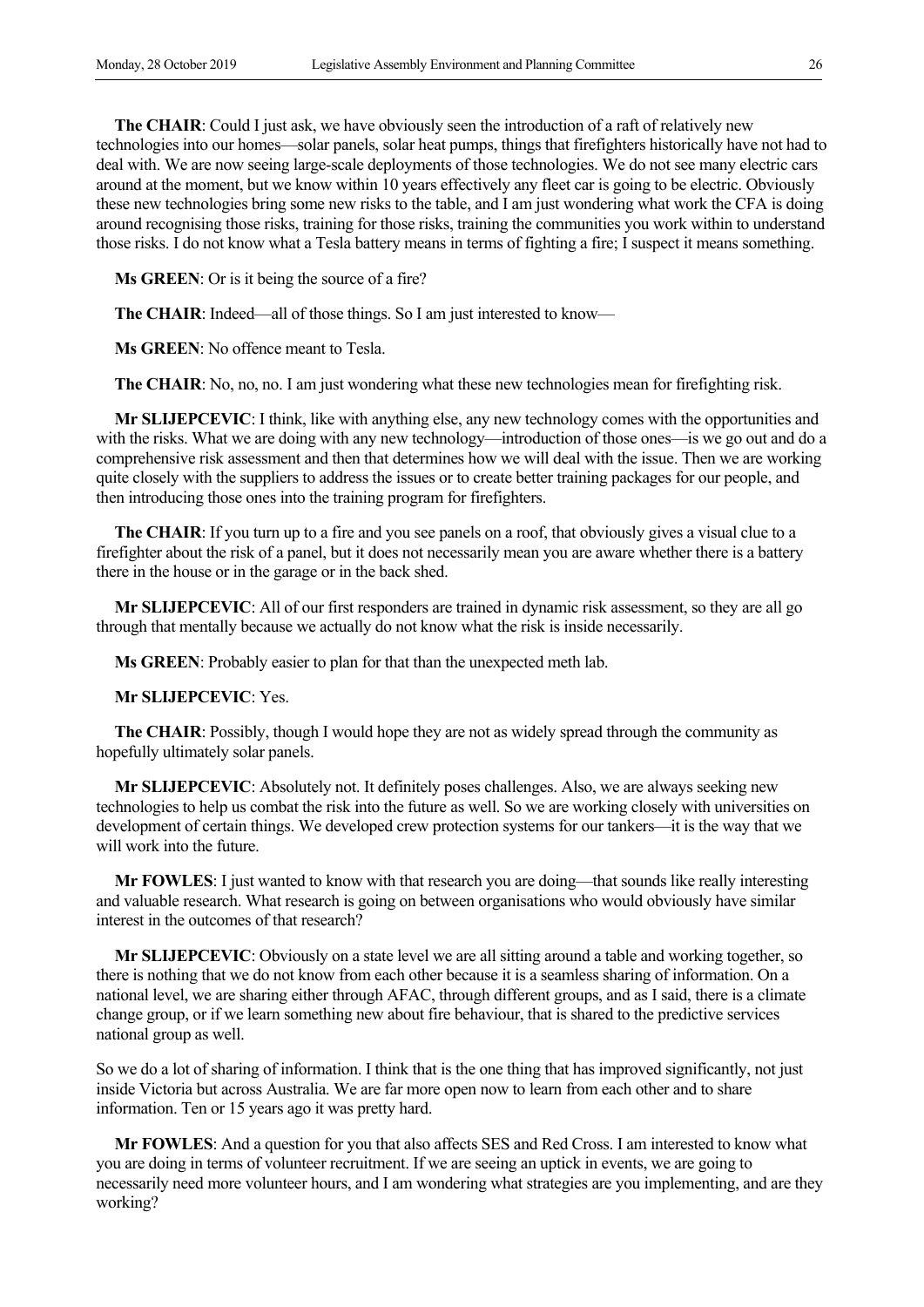**The CHAIR**: Could I just ask, we have obviously seen the introduction of a raft of relatively new technologies into our homes—solar panels, solar heat pumps, things that firefighters historically have not had to deal with. We are now seeing large-scale deployments of those technologies. We do not see many electric cars around at the moment, but we know within 10 years effectively any fleet car is going to be electric. Obviously these new technologies bring some new risks to the table, and I am just wondering what work the CFA is doing around recognising those risks, training for those risks, training the communities you work within to understand those risks. I do not know what a Tesla battery means in terms of fighting a fire; I suspect it means something.

**Ms GREEN**: Or is it being the source of a fire?

**The CHAIR**: Indeed—all of those things. So I am just interested to know—

**Ms GREEN**: No offence meant to Tesla.

**The CHAIR**: No, no, no. I am just wondering what these new technologies mean for firefighting risk.

**Mr SLIJEPCEVIC**: I think, like with anything else, any new technology comes with the opportunities and with the risks. What we are doing with any new technology—introduction of those ones—is we go out and do a comprehensive risk assessment and then that determines how we will deal with the issue. Then we are working quite closely with the suppliers to address the issues or to create better training packages for our people, and then introducing those ones into the training program for firefighters.

**The CHAIR**: If you turn up to a fire and you see panels on a roof, that obviously gives a visual clue to a firefighter about the risk of a panel, but it does not necessarily mean you are aware whether there is a battery there in the house or in the garage or in the back shed.

**Mr SLIJEPCEVIC**: All of our first responders are trained in dynamic risk assessment, so they are all go through that mentally because we actually do not know what the risk is inside necessarily.

**Ms GREEN**: Probably easier to plan for that than the unexpected meth lab.

**Mr SLIJEPCEVIC**: Yes.

**The CHAIR**: Possibly, though I would hope they are not as widely spread through the community as hopefully ultimately solar panels.

**Mr SLIJEPCEVIC**: Absolutely not. It definitely poses challenges. Also, we are always seeking new technologies to help us combat the risk into the future as well. So we are working closely with universities on development of certain things. We developed crew protection systems for our tankers—it is the way that we will work into the future.

**Mr FOWLES**: I just wanted to know with that research you are doing—that sounds like really interesting and valuable research. What research is going on between organisations who would obviously have similar interest in the outcomes of that research?

**Mr SLIJEPCEVIC**: Obviously on a state level we are all sitting around a table and working together, so there is nothing that we do not know from each other because it is a seamless sharing of information. On a national level, we are sharing either through AFAC, through different groups, and as I said, there is a climate change group, or if we learn something new about fire behaviour, that is shared to the predictive services national group as well.

So we do a lot of sharing of information. I think that is the one thing that has improved significantly, not just inside Victoria but across Australia. We are far more open now to learn from each other and to share information. Ten or 15 years ago it was pretty hard.

**Mr FOWLES**: And a question for you that also affects SES and Red Cross. I am interested to know what you are doing in terms of volunteer recruitment. If we are seeing an uptick in events, we are going to necessarily need more volunteer hours, and I am wondering what strategies are you implementing, and are they working?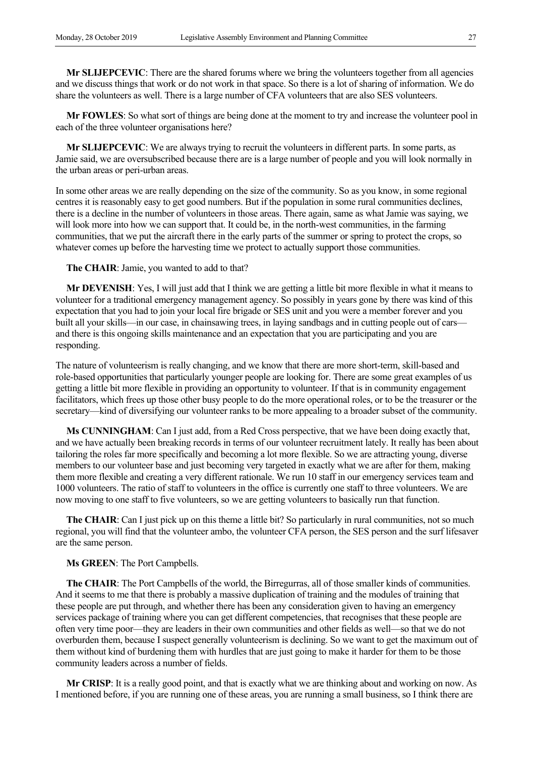**Mr SLIJEPCEVIC**: There are the shared forums where we bring the volunteers together from all agencies and we discuss things that work or do not work in that space. So there is a lot of sharing of information. We do share the volunteers as well. There is a large number of CFA volunteers that are also SES volunteers.

**Mr FOWLES**: So what sort of things are being done at the moment to try and increase the volunteer pool in each of the three volunteer organisations here?

**Mr SLIJEPCEVIC**: We are always trying to recruit the volunteers in different parts. In some parts, as Jamie said, we are oversubscribed because there are is a large number of people and you will look normally in the urban areas or peri-urban areas.

In some other areas we are really depending on the size of the community. So as you know, in some regional centres it is reasonably easy to get good numbers. But if the population in some rural communities declines, there is a decline in the number of volunteers in those areas. There again, same as what Jamie was saying, we will look more into how we can support that. It could be, in the north-west communities, in the farming communities, that we put the aircraft there in the early parts of the summer or spring to protect the crops, so whatever comes up before the harvesting time we protect to actually support those communities.

**The CHAIR**: Jamie, you wanted to add to that?

**Mr DEVENISH**: Yes, I will just add that I think we are getting a little bit more flexible in what it means to volunteer for a traditional emergency management agency. So possibly in years gone by there was kind of this expectation that you had to join your local fire brigade or SES unit and you were a member forever and you built all your skills—in our case, in chainsawing trees, in laying sandbags and in cutting people out of cars—and there is this ongoing skills maintenance and an expectation that you are participating and you are responding.

The nature of volunteerism is really changing, and we know that there are more short-term, skill-based and role-based opportunities that particularly younger people are looking for. There are some great examples of us getting a little bit more flexible in providing an opportunity to volunteer. If that is in community engagement facilitators, which frees up those other busy people to do the more operational roles, or to be the treasurer or the secretary—kind of diversifying our volunteer ranks to be more appealing to a broader subset of the community.

**Ms CUNNINGHAM**: Can I just add, from a Red Cross perspective, that we have been doing exactly that, and we have actually been breaking records in terms of our volunteer recruitment lately. It really has been about tailoring the roles far more specifically and becoming a lot more flexible. So we are attracting young, diverse members to our volunteer base and just becoming very targeted in exactly what we are after for them, making them more flexible and creating a very different rationale. We run 10 staff in our emergency services team and 1000 volunteers. The ratio of staff to volunteers in the office is currently one staff to three volunteers. We are now moving to one staff to five volunteers, so we are getting volunteers to basically run that function.

**The CHAIR**: Can I just pick up on this theme a little bit? So particularly in rural communities, not so much regional, you will find that the volunteer ambo, the volunteer CFA person, the SES person and the surf lifesaver are the same person.

**Ms GREEN**: The Port Campbells.

**The CHAIR**: The Port Campbells of the world, the Birregurras, all of those smaller kinds of communities. And it seems to me that there is probably a massive duplication of training and the modules of training that these people are put through, and whether there has been any consideration given to having an emergency services package of training where you can get different competencies, that recognises that these people are often very time poor—they are leaders in their own communities and other fields as well—so that we do not overburden them, because I suspect generally volunteerism is declining. So we want to get the maximum out of them without kind of burdening them with hurdles that are just going to make it harder for them to be those community leaders across a number of fields.

**Mr CRISP**: It is a really good point, and that is exactly what we are thinking about and working on now. As I mentioned before, if you are running one of these areas, you are running a small business, so I think there are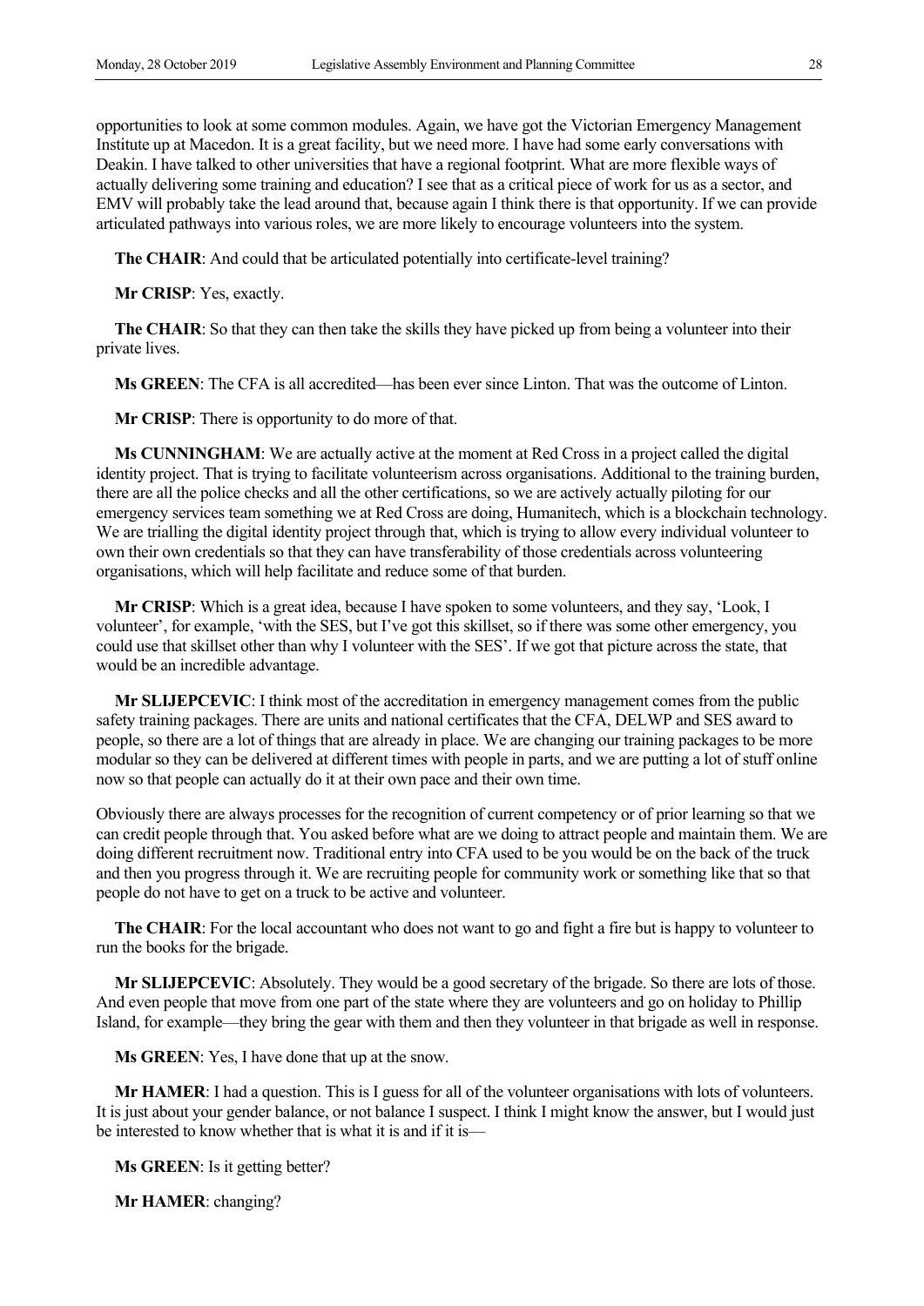opportunities to look at some common modules. Again, we have got the Victorian Emergency Management Institute up at Macedon. It is a great facility, but we need more. I have had some early conversations with Deakin. I have talked to other universities that have a regional footprint. What are more flexible ways of actually delivering some training and education? I see that as a critical piece of work for us as a sector, and EMV will probably take the lead around that, because again I think there is that opportunity. If we can provide articulated pathways into various roles, we are more likely to encourage volunteers into the system.

**The CHAIR**: And could that be articulated potentially into certificate-level training?

**Mr CRISP**: Yes, exactly.

**The CHAIR**: So that they can then take the skills they have picked up from being a volunteer into their private lives.

**Ms GREEN**: The CFA is all accredited—has been ever since Linton. That was the outcome of Linton.

**Mr CRISP**: There is opportunity to do more of that.

**Ms CUNNINGHAM**: We are actually active at the moment at Red Cross in a project called the digital identity project. That is trying to facilitate volunteerism across organisations. Additional to the training burden, there are all the police checks and all the other certifications, so we are actively actually piloting for our emergency services team something we at Red Cross are doing, Humanitech, which is a blockchain technology. We are trialling the digital identity project through that, which is trying to allow every individual volunteer to own their own credentials so that they can have transferability of those credentials across volunteering organisations, which will help facilitate and reduce some of that burden.

**Mr CRISP**: Which is a great idea, because I have spoken to some volunteers, and they say, 'Look, I volunteer', for example, 'with the SES, but I've got this skillset, so if there was some other emergency, you could use that skillset other than why I volunteer with the SES'. If we got that picture across the state, that would be an incredible advantage.

**Mr SLIJEPCEVIC**: I think most of the accreditation in emergency management comes from the public safety training packages. There are units and national certificates that the CFA, DELWP and SES award to people, so there are a lot of things that are already in place. We are changing our training packages to be more modular so they can be delivered at different times with people in parts, and we are putting a lot of stuff online now so that people can actually do it at their own pace and their own time.

Obviously there are always processes for the recognition of current competency or of prior learning so that we can credit people through that. You asked before what are we doing to attract people and maintain them. We are doing different recruitment now. Traditional entry into CFA used to be you would be on the back of the truck and then you progress through it. We are recruiting people for community work or something like that so that people do not have to get on a truck to be active and volunteer.

**The CHAIR**: For the local accountant who does not want to go and fight a fire but is happy to volunteer to run the books for the brigade.

**Mr SLIJEPCEVIC**: Absolutely. They would be a good secretary of the brigade. So there are lots of those. And even people that move from one part of the state where they are volunteers and go on holiday to Phillip Island, for example—they bring the gear with them and then they volunteer in that brigade as well in response.

**Ms GREEN**: Yes, I have done that up at the snow.

**Mr HAMER**: I had a question. This is I guess for all of the volunteer organisations with lots of volunteers. It is just about your gender balance, or not balance I suspect. I think I might know the answer, but I would just be interested to know whether that is what it is and if it is—

**Ms GREEN**: Is it getting better?

**Mr HAMER**: changing?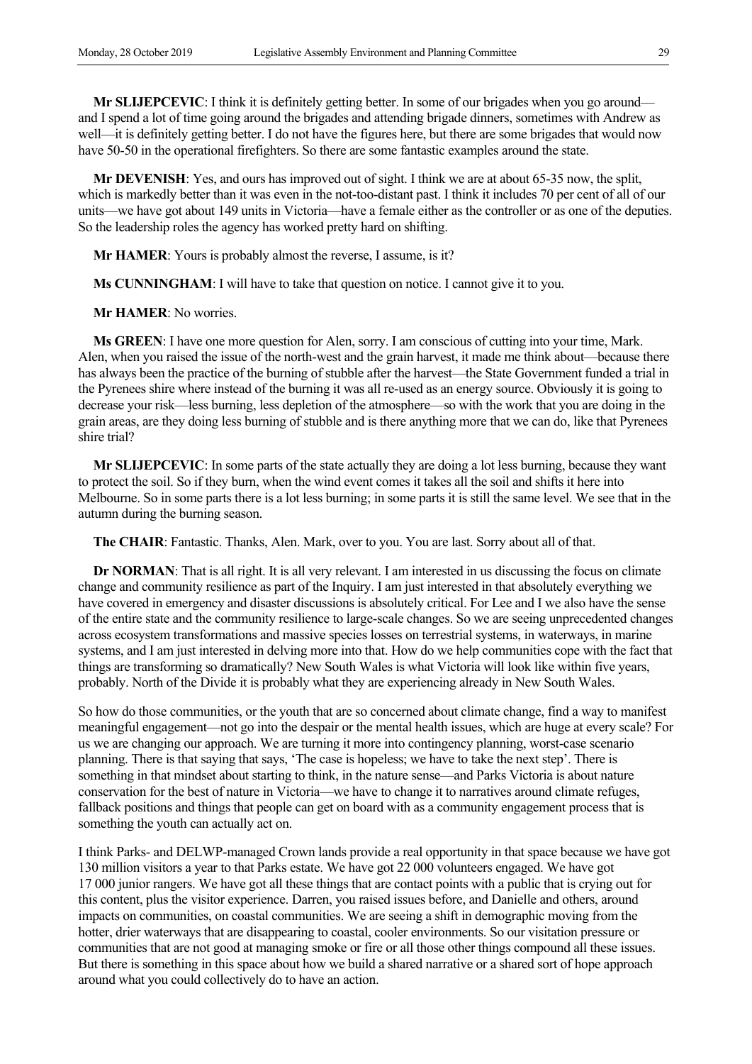**Mr SLIJEPCEVIC**: I think it is definitely getting better. In some of our brigades when you go around—and I spend a lot of time going around the brigades and attending brigade dinners, sometimes with Andrew as well—it is definitely getting better. I do not have the figures here, but there are some brigades that would now have 50-50 in the operational firefighters. So there are some fantastic examples around the state.

**Mr DEVENISH**: Yes, and ours has improved out of sight. I think we are at about 65-35 now, the split, which is markedly better than it was even in the not-too-distant past. I think it includes 70 per cent of all of our units—we have got about 149 units in Victoria—have a female either as the controller or as one of the deputies. So the leadership roles the agency has worked pretty hard on shifting.

**Mr HAMER**: Yours is probably almost the reverse, I assume, is it?

**Ms CUNNINGHAM**: I will have to take that question on notice. I cannot give it to you.

**Mr HAMER**: No worries.

**Ms GREEN**: I have one more question for Alen, sorry. I am conscious of cutting into your time, Mark. Alen, when you raised the issue of the north-west and the grain harvest, it made me think about—because there has always been the practice of the burning of stubble after the harvest—the State Government funded a trial in the Pyrenees shire where instead of the burning it was all re-used as an energy source. Obviously it is going to decrease your risk—less burning, less depletion of the atmosphere—so with the work that you are doing in the grain areas, are they doing less burning of stubble and is there anything more that we can do, like that Pyrenees shire trial?

**Mr SLIJEPCEVIC**: In some parts of the state actually they are doing a lot less burning, because they want to protect the soil. So if they burn, when the wind event comes it takes all the soil and shifts it here into Melbourne. So in some parts there is a lot less burning; in some parts it is still the same level. We see that in the autumn during the burning season.

**The CHAIR**: Fantastic. Thanks, Alen. Mark, over to you. You are last. Sorry about all of that.

**Dr NORMAN**: That is all right. It is all very relevant. I am interested in us discussing the focus on climate change and community resilience as part of the Inquiry. I am just interested in that absolutely everything we have covered in emergency and disaster discussions is absolutely critical. For Lee and I we also have the sense of the entire state and the community resilience to large-scale changes. So we are seeing unprecedented changes across ecosystem transformations and massive species losses on terrestrial systems, in waterways, in marine systems, and I am just interested in delving more into that. How do we help communities cope with the fact that things are transforming so dramatically? New South Wales is what Victoria will look like within five years, probably. North of the Divide it is probably what they are experiencing already in New South Wales.

So how do those communities, or the youth that are so concerned about climate change, find a way to manifest meaningful engagement—not go into the despair or the mental health issues, which are huge at every scale? For us we are changing our approach. We are turning it more into contingency planning, worst-case scenario planning. There is that saying that says, 'The case is hopeless; we have to take the next step'. There is something in that mindset about starting to think, in the nature sense—and Parks Victoria is about nature conservation for the best of nature in Victoria—we have to change it to narratives around climate refuges, fallback positions and things that people can get on board with as a community engagement process that is something the youth can actually act on.

I think Parks- and DELWP-managed Crown lands provide a real opportunity in that space because we have got 130 million visitors a year to that Parks estate. We have got 22 000 volunteers engaged. We have got 17 000 junior rangers. We have got all these things that are contact points with a public that is crying out for this content, plus the visitor experience. Darren, you raised issues before, and Danielle and others, around impacts on communities, on coastal communities. We are seeing a shift in demographic moving from the hotter, drier waterways that are disappearing to coastal, cooler environments. So our visitation pressure or communities that are not good at managing smoke or fire or all those other things compound all these issues. But there is something in this space about how we build a shared narrative or a shared sort of hope approach around what you could collectively do to have an action.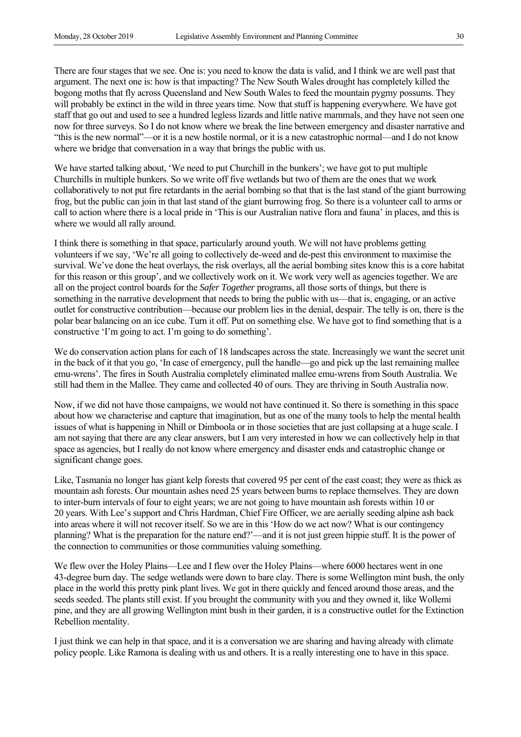There are four stages that we see. One is: you need to know the data is valid, and I think we are well past that argument. The next one is: how is that impacting? The New South Wales drought has completely killed the bogong moths that fly across Queensland and New South Wales to feed the mountain pygmy possums. They will probably be extinct in the wild in three years time. Now that stuff is happening everywhere. We have got staff that go out and used to see a hundred legless lizards and little native mammals, and they have not seen one now for three surveys. So I do not know where we break the line between emergency and disaster narrative and "this is the new normal"—or it is a new hostile normal, or it is a new catastrophic normal—and I do not know where we bridge that conversation in a way that brings the public with us.

We have started talking about, 'We need to put Churchill in the bunkers'; we have got to put multiple Churchills in multiple bunkers. So we write off five wetlands but two of them are the ones that we work collaboratively to not put fire retardants in the aerial bombing so that that is the last stand of the giant burrowing frog, but the public can join in that last stand of the giant burrowing frog. So there is a volunteer call to arms or call to action where there is a local pride in 'This is our Australian native flora and fauna' in places, and this is where we would all rally around.

I think there is something in that space, particularly around youth. We will not have problems getting volunteers if we say, 'We're all going to collectively de-weed and de-pest this environment to maximise the survival. We've done the heat overlays, the risk overlays, all the aerial bombing sites know this is a core habitat for this reason or this group', and we collectively work on it. We work very well as agencies together. We are all on the project control boards for the *Safer Together* programs, all those sorts of things, but there is something in the narrative development that needs to bring the public with us—that is, engaging, or an active outlet for constructive contribution—because our problem lies in the denial, despair. The telly is on, there is the polar bear balancing on an ice cube. Turn it off. Put on something else. We have got to find something that is a constructive 'I'm going to act. I'm going to do something'.

We do conservation action plans for each of 18 landscapes across the state. Increasingly we want the secret unit in the back of it that you go, 'In case of emergency, pull the handle—go and pick up the last remaining mallee emu-wrens'. The fires in South Australia completely eliminated mallee emu-wrens from South Australia. We still had them in the Mallee. They came and collected 40 of ours. They are thriving in South Australia now.

Now, if we did not have those campaigns, we would not have continued it. So there is something in this space about how we characterise and capture that imagination, but as one of the many tools to help the mental health issues of what is happening in Nhill or Dimboola or in those societies that are just collapsing at a huge scale. I am not saying that there are any clear answers, but I am very interested in how we can collectively help in that space as agencies, but I really do not know where emergency and disaster ends and catastrophic change or significant change goes.

Like, Tasmania no longer has giant kelp forests that covered 95 per cent of the east coast; they were as thick as mountain ash forests. Our mountain ashes need 25 years between burns to replace themselves. They are down to inter-burn intervals of four to eight years; we are not going to have mountain ash forests within 10 or 20 years. With Lee's support and Chris Hardman, Chief Fire Officer, we are aerially seeding alpine ash back into areas where it will not recover itself. So we are in this 'How do we act now? What is our contingency planning? What is the preparation for the nature end?'—and it is not just green hippie stuff. It is the power of the connection to communities or those communities valuing something.

We flew over the Holey Plains—Lee and I flew over the Holey Plains—where 6000 hectares went in one 43-degree burn day. The sedge wetlands were down to bare clay. There is some Wellington mint bush, the only place in the world this pretty pink plant lives. We got in there quickly and fenced around those areas, and the seeds seeded. The plants still exist. If you brought the community with you and they owned it, like Wollemi pine, and they are all growing Wellington mint bush in their garden, it is a constructive outlet for the Extinction Rebellion mentality.

I just think we can help in that space, and it is a conversation we are sharing and having already with climate policy people. Like Ramona is dealing with us and others. It is a really interesting one to have in this space.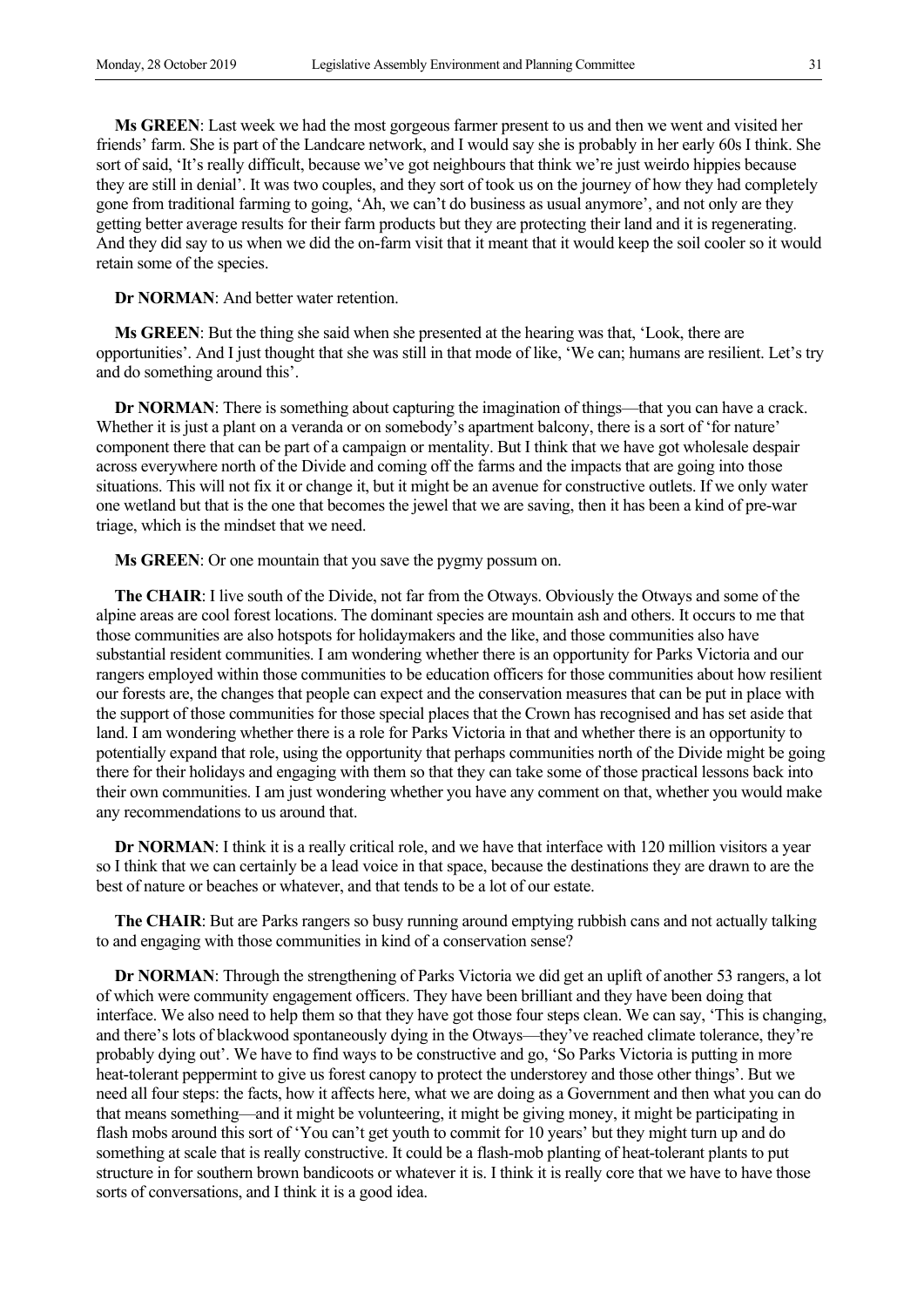**Ms GREEN**: Last week we had the most gorgeous farmer present to us and then we went and visited her friends' farm. She is part of the Landcare network, and I would say she is probably in her early 60s I think. She sort of said, 'It's really difficult, because we've got neighbours that think we're just weirdo hippies because they are still in denial'. It was two couples, and they sort of took us on the journey of how they had completely gone from traditional farming to going, 'Ah, we can't do business as usual anymore', and not only are they getting better average results for their farm products but they are protecting their land and it is regenerating. And they did say to us when we did the on-farm visit that it meant that it would keep the soil cooler so it would retain some of the species.

**Dr NORMAN**: And better water retention.

**Ms GREEN**: But the thing she said when she presented at the hearing was that, 'Look, there are opportunities'. And I just thought that she was still in that mode of like, 'We can; humans are resilient. Let's try and do something around this'.

**Dr NORMAN**: There is something about capturing the imagination of things—that you can have a crack. Whether it is just a plant on a veranda or on somebody's apartment balcony, there is a sort of 'for nature' component there that can be part of a campaign or mentality. But I think that we have got wholesale despair across everywhere north of the Divide and coming off the farms and the impacts that are going into those situations. This will not fix it or change it, but it might be an avenue for constructive outlets. If we only water one wetland but that is the one that becomes the jewel that we are saving, then it has been a kind of pre-war triage, which is the mindset that we need.

**Ms GREEN**: Or one mountain that you save the pygmy possum on.

**The CHAIR**: I live south of the Divide, not far from the Otways. Obviously the Otways and some of the alpine areas are cool forest locations. The dominant species are mountain ash and others. It occurs to me that those communities are also hotspots for holidaymakers and the like, and those communities also have substantial resident communities. I am wondering whether there is an opportunity for Parks Victoria and our rangers employed within those communities to be education officers for those communities about how resilient our forests are, the changes that people can expect and the conservation measures that can be put in place with the support of those communities for those special places that the Crown has recognised and has set aside that land. I am wondering whether there is a role for Parks Victoria in that and whether there is an opportunity to potentially expand that role, using the opportunity that perhaps communities north of the Divide might be going there for their holidays and engaging with them so that they can take some of those practical lessons back into their own communities. I am just wondering whether you have any comment on that, whether you would make any recommendations to us around that.

**Dr NORMAN**: I think it is a really critical role, and we have that interface with 120 million visitors a year so I think that we can certainly be a lead voice in that space, because the destinations they are drawn to are the best of nature or beaches or whatever, and that tends to be a lot of our estate.

**The CHAIR**: But are Parks rangers so busy running around emptying rubbish cans and not actually talking to and engaging with those communities in kind of a conservation sense?

**Dr NORMAN**: Through the strengthening of Parks Victoria we did get an uplift of another 53 rangers, a lot of which were community engagement officers. They have been brilliant and they have been doing that interface. We also need to help them so that they have got those four steps clean. We can say, 'This is changing, and there's lots of blackwood spontaneously dying in the Otways—they've reached climate tolerance, they're probably dying out'. We have to find ways to be constructive and go, 'So Parks Victoria is putting in more heat-tolerant peppermint to give us forest canopy to protect the understorey and those other things'. But we need all four steps: the facts, how it affects here, what we are doing as a Government and then what you can do that means something—and it might be volunteering, it might be giving money, it might be participating in flash mobs around this sort of 'You can't get youth to commit for 10 years' but they might turn up and do something at scale that is really constructive. It could be a flash-mob planting of heat-tolerant plants to put structure in for southern brown bandicoots or whatever it is. I think it is really core that we have to have those sorts of conversations, and I think it is a good idea.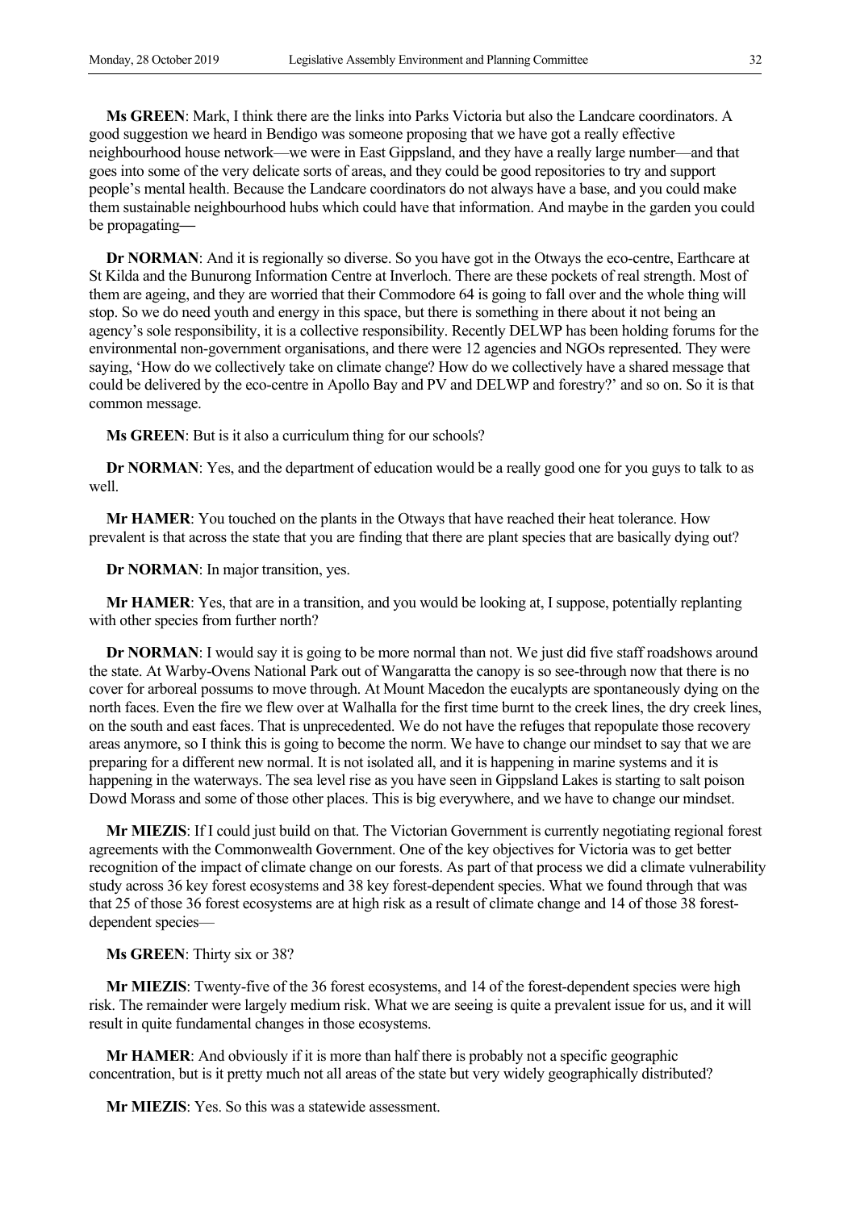**Ms GREEN**: Mark, I think there are the links into Parks Victoria but also the Landcare coordinators. A good suggestion we heard in Bendigo was someone proposing that we have got a really effective neighbourhood house network—we were in East Gippsland, and they have a really large number—and that goes into some of the very delicate sorts of areas, and they could be good repositories to try and support people's mental health. Because the Landcare coordinators do not always have a base, and you could make them sustainable neighbourhood hubs which could have that information. And maybe in the garden you could be propagating—

**Dr NORMAN**: And it is regionally so diverse. So you have got in the Otways the eco-centre, Earthcare at St Kilda and the Bunurong Information Centre at Inverloch. There are these pockets of real strength. Most of them are ageing, and they are worried that their Commodore 64 is going to fall over and the whole thing will stop. So we do need youth and energy in this space, but there is something in there about it not being an agency's sole responsibility, it is a collective responsibility. Recently DELWP has been holding forums for the environmental non-government organisations, and there were 12 agencies and NGOs represented. They were saying, 'How do we collectively take on climate change? How do we collectively have a shared message that could be delivered by the eco-centre in Apollo Bay and PV and DELWP and forestry?' and so on. So it is that common message.

**Ms GREEN**: But is it also a curriculum thing for our schools?

**Dr NORMAN**: Yes, and the department of education would be a really good one for you guys to talk to as well.

**Mr HAMER**: You touched on the plants in the Otways that have reached their heat tolerance. How prevalent is that across the state that you are finding that there are plant species that are basically dying out?

**Dr NORMAN**: In major transition, yes.

**Mr HAMER**: Yes, that are in a transition, and you would be looking at, I suppose, potentially replanting with other species from further north?

**Dr NORMAN**: I would say it is going to be more normal than not. We just did five staff roadshows around the state. At Warby-Ovens National Park out of Wangaratta the canopy is so see-through now that there is no cover for arboreal possums to move through. At Mount Macedon the eucalypts are spontaneously dying on the north faces. Even the fire we flew over at Walhalla for the first time burnt to the creek lines, the dry creek lines, on the south and east faces. That is unprecedented. We do not have the refuges that repopulate those recovery areas anymore, so I think this is going to become the norm. We have to change our mindset to say that we are preparing for a different new normal. It is not isolated all, and it is happening in marine systems and it is happening in the waterways. The sea level rise as you have seen in Gippsland Lakes is starting to salt poison Dowd Morass and some of those other places. This is big everywhere, and we have to change our mindset.

**Mr MIEZIS**: If I could just build on that. The Victorian Government is currently negotiating regional forest agreements with the Commonwealth Government. One of the key objectives for Victoria was to get better recognition of the impact of climate change on our forests. As part of that process we did a climate vulnerability study across 36 key forest ecosystems and 38 key forest-dependent species. What we found through that was that 25 of those 36 forest ecosystems are at high risk as a result of climate change and 14 of those 38 forest-dependent species—

**Ms GREEN**: Thirty six or 38?

**Mr MIEZIS**: Twenty-five of the 36 forest ecosystems, and 14 of the forest-dependent species were high risk. The remainder were largely medium risk. What we are seeing is quite a prevalent issue for us, and it will result in quite fundamental changes in those ecosystems.

**Mr HAMER**: And obviously if it is more than half there is probably not a specific geographic concentration, but is it pretty much not all areas of the state but very widely geographically distributed?

**Mr MIEZIS**: Yes. So this was a statewide assessment.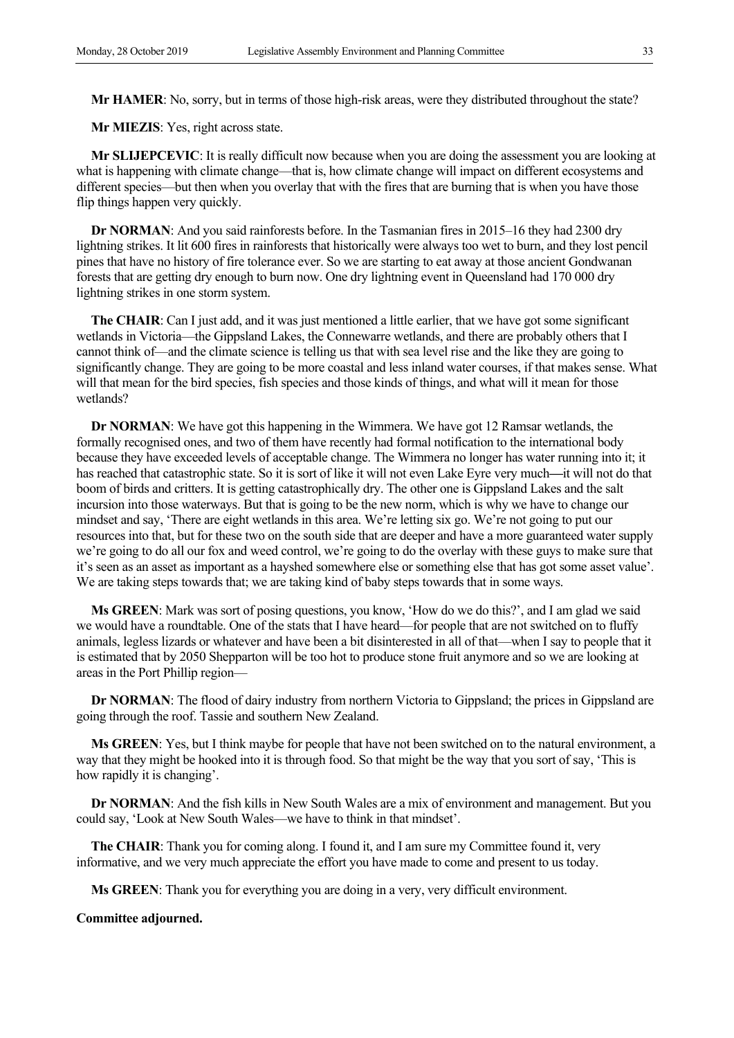**Mr HAMER**: No, sorry, but in terms of those high-risk areas, were they distributed throughout the state?

**Mr MIEZIS**: Yes, right across state.

**Mr SLIJEPCEVIC**: It is really difficult now because when you are doing the assessment you are looking at what is happening with climate change—that is, how climate change will impact on different ecosystems and different species—but then when you overlay that with the fires that are burning that is when you have those flip things happen very quickly.

**Dr NORMAN**: And you said rainforests before. In the Tasmanian fires in 2015–16 they had 2300 dry lightning strikes. It lit 600 fires in rainforests that historically were always too wet to burn, and they lost pencil pines that have no history of fire tolerance ever. So we are starting to eat away at those ancient Gondwanan forests that are getting dry enough to burn now. One dry lightning event in Queensland had 170 000 dry lightning strikes in one storm system.

**The CHAIR**: Can I just add, and it was just mentioned a little earlier, that we have got some significant wetlands in Victoria—the Gippsland Lakes, the Connewarre wetlands, and there are probably others that I cannot think of—and the climate science is telling us that with sea level rise and the like they are going to significantly change. They are going to be more coastal and less inland water courses, if that makes sense. What will that mean for the bird species, fish species and those kinds of things, and what will it mean for those wetlands?

**Dr NORMAN**: We have got this happening in the Wimmera. We have got 12 Ramsar wetlands, the formally recognised ones, and two of them have recently had formal notification to the international body because they have exceeded levels of acceptable change. The Wimmera no longer has water running into it; it has reached that catastrophic state. So it is sort of like it will not even Lake Eyre very much—it will not do that boom of birds and critters. It is getting catastrophically dry. The other one is Gippsland Lakes and the salt incursion into those waterways. But that is going to be the new norm, which is why we have to change our mindset and say, 'There are eight wetlands in this area. We're letting six go. We're not going to put our resources into that, but for these two on the south side that are deeper and have a more guaranteed water supply we're going to do all our fox and weed control, we're going to do the overlay with these guys to make sure that it's seen as an asset as important as a hayshed somewhere else or something else that has got some asset value'. We are taking steps towards that; we are taking kind of baby steps towards that in some ways.

**Ms GREEN**: Mark was sort of posing questions, you know, 'How do we do this?', and I am glad we said we would have a roundtable. One of the stats that I have heard—for people that are not switched on to fluffy animals, legless lizards or whatever and have been a bit disinterested in all of that—when I say to people that it is estimated that by 2050 Shepparton will be too hot to produce stone fruit anymore and so we are looking at areas in the Port Phillip region—

**Dr NORMAN**: The flood of dairy industry from northern Victoria to Gippsland; the prices in Gippsland are going through the roof. Tassie and southern New Zealand.

**Ms GREEN**: Yes, but I think maybe for people that have not been switched on to the natural environment, a way that they might be hooked into it is through food. So that might be the way that you sort of say, 'This is how rapidly it is changing'.

**Dr NORMAN**: And the fish kills in New South Wales are a mix of environment and management. But you could say, 'Look at New South Wales—we have to think in that mindset'.

**The CHAIR**: Thank you for coming along. I found it, and I am sure my Committee found it, very informative, and we very much appreciate the effort you have made to come and present to us today.

**Ms GREEN**: Thank you for everything you are doing in a very, very difficult environment.

**Committee adjourned.**